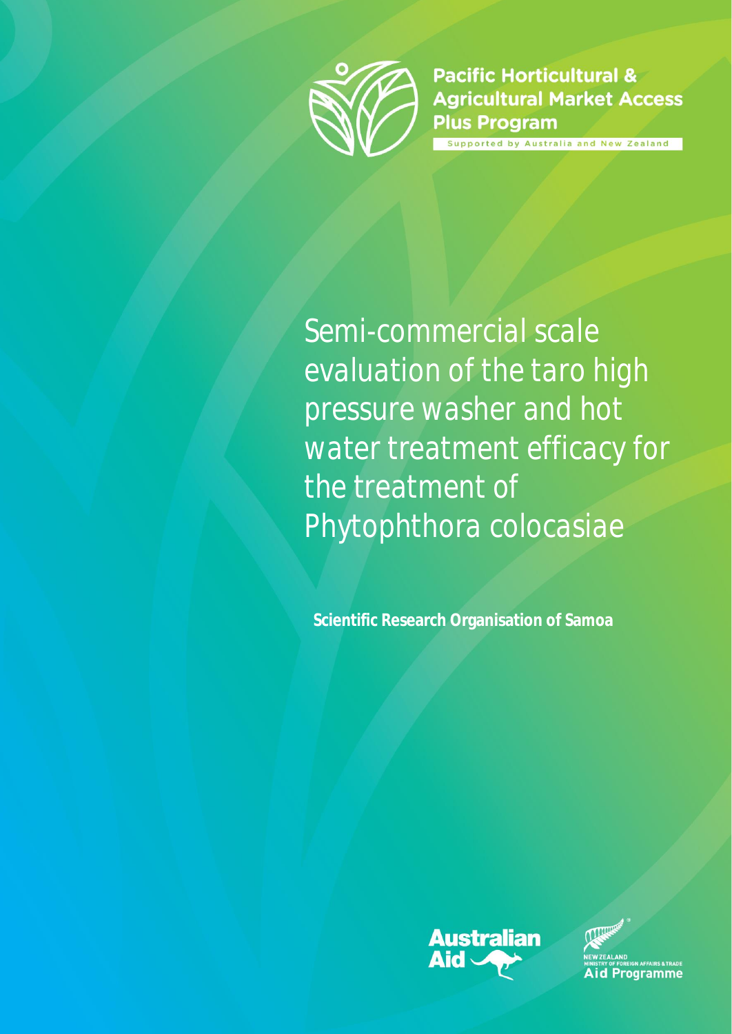Pacific Horticultural & Agricultural Market Access Plus Program

Supported by Australia and New Zealand

# Semi-commercial scale evaluation of the taro high pressure washer and hot water treatment efficacy for the treatment of Phytophthora colocasiae

**Scientific Research Organisation of Samoa**

Australian Aid

New Zealand Ministry of Foreign Affairs & Trade Aid Programme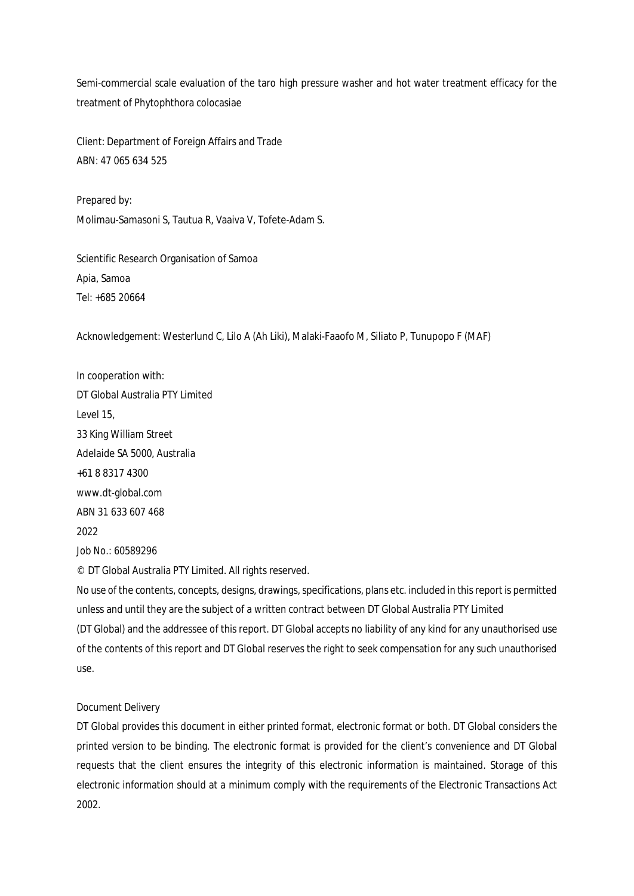Semi-commercial scale evaluation of the taro high pressure washer and hot water treatment efficacy for the treatment of Phytophthora colocasiae

Client: Department of Foreign Affairs and Trade
ABN: 47 065 634 525

Prepared by:
Molimau-Samasoni S, Tautua R, Vaaiva V, Tofete-Adam S.

Scientific Research Organisation of Samoa
Apia, Samoa
Tel: +685 20664

Acknowledgement: Westerlund C, Lilo A (Ah Liki), Malaki-Faaofo M, Siliato P, Tunupopo F (MAF)

In cooperation with:
DT Global Australia PTY Limited
Level 15,
33 King William Street
Adelaide SA 5000, Australia
+61 8 8317 4300
www.dt-global.com
ABN 31 633 607 468
2022
Job No.: 60589296
© DT Global Australia PTY Limited. All rights reserved.

No use of the contents, concepts, designs, drawings, specifications, plans etc. included in this report is permitted unless and until they are the subject of a written contract between DT Global Australia PTY Limited (DT Global) and the addressee of this report. DT Global accepts no liability of any kind for any unauthorised use of the contents of this report and DT Global reserves the right to seek compensation for any such unauthorised use.

Document Delivery

DT Global provides this document in either printed format, electronic format or both. DT Global considers the printed version to be binding. The electronic format is provided for the client's convenience and DT Global requests that the client ensures the integrity of this electronic information is maintained. Storage of this electronic information should at a minimum comply with the requirements of the Electronic Transactions Act 2002.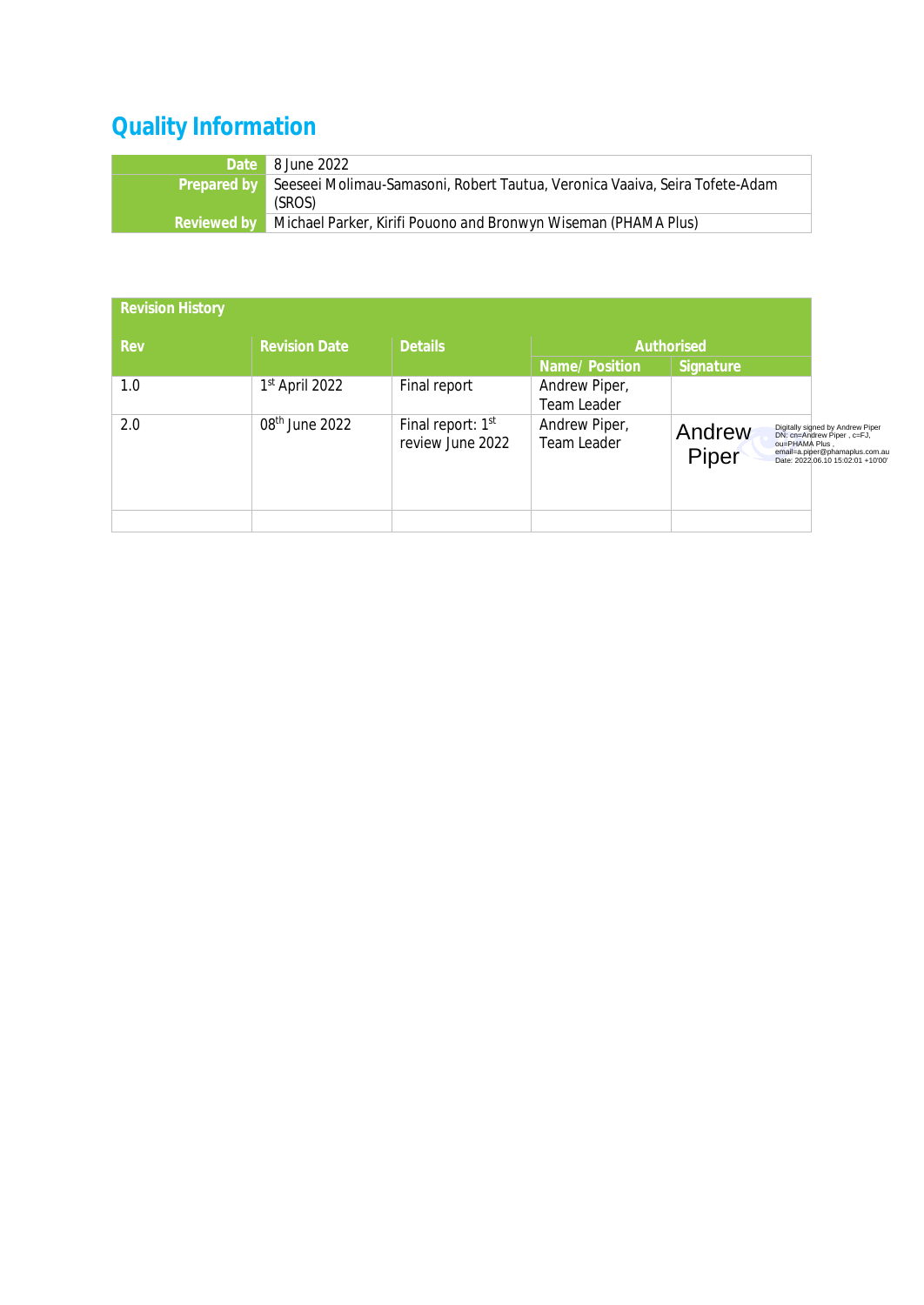# Quality Information

| | |
|---|---|
| **Date** | 8 June 2022 |
| **Prepared by** | Seeseei Molimau-Samasoni, Robert Tautua, Veronica Vaaiva, Seira Tofete-Adam (SROS) |
| **Reviewed by** | Michael Parker, Kirifi Pouono and Bronwyn Wiseman (PHAMA Plus) |

**Revision History**

| Rev | Revision Date | Details | Authorised | |
|---|---|---|---|---|
| | | | Name/ Position | Signature |
| 1.0 | 1st April 2022 | Final report | Andrew Piper, Team Leader | |
| 2.0 | 08th June 2022 | Final report: 1st review June 2022 | Andrew Piper, Team Leader | Andrew Piper Digitally signed by Andrew Piper DN: cn=Andrew Piper , c=FJ, ou=PHAMA Plus , email=a.piper@phamaplus.com.au Date: 2022.06.10 15:02:01 +10'00' |
| | | | | |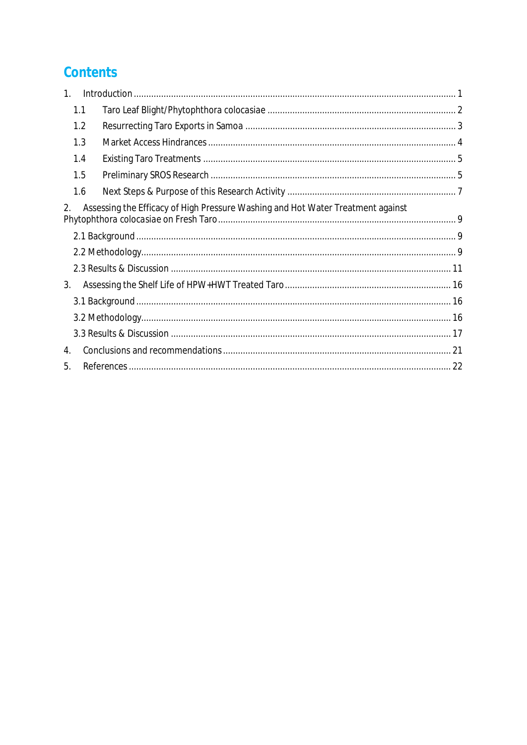# Contents

1. Introduction ........................................................................................................................ 1
    - 1.1 Taro Leaf Blight/Phytophthora colocasiae ........................................................................ 2
    - 1.2 Resurrecting Taro Exports in Samoa ................................................................................ 3
    - 1.3 Market Access Hindrances ............................................................................................... 4
    - 1.4 Existing Taro Treatments ................................................................................................. 5
    - 1.5 Preliminary SROS Research ............................................................................................. 5
    - 1.6 Next Steps & Purpose of this Research Activity ............................................................... 7
2. Assessing the Efficacy of High Pressure Washing and Hot Water Treatment against Phytophthora colocasiae on Fresh Taro ................................................................................................ 9
    - 2.1 Background ........................................................................................................................ 9
    - 2.2 Methodology ....................................................................................................................... 9
    - 2.3 Results & Discussion ......................................................................................................... 11
3. Assessing the Shelf Life of HPW+HWT Treated Taro ............................................................... 16
    - 3.1 Background ........................................................................................................................ 16
    - 3.2 Methodology ....................................................................................................................... 16
    - 3.3 Results & Discussion ......................................................................................................... 17
4. Conclusions and recommendations .......................................................................................... 21
5. References .................................................................................................................................. 22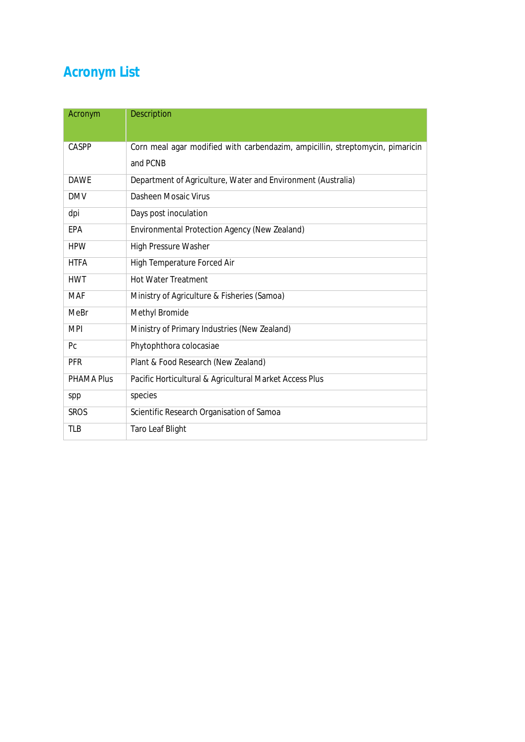# Acronym List

| Acronym | Description |
|---|---|
| CASPP | Corn meal agar modified with carbendazim, ampicillin, streptomycin, pimaricin and PCNB |
| DAWE | Department of Agriculture, Water and Environment (Australia) |
| DMV | Dasheen Mosaic Virus |
| dpi | Days post inoculation |
| EPA | Environmental Protection Agency (New Zealand) |
| HPW | High Pressure Washer |
| HTFA | High Temperature Forced Air |
| HWT | Hot Water Treatment |
| MAF | Ministry of Agriculture & Fisheries (Samoa) |
| MeBr | Methyl Bromide |
| MPI | Ministry of Primary Industries (New Zealand) |
| Pc | Phytophthora colocasiae |
| PFR | Plant & Food Research (New Zealand) |
| PHAMA Plus | Pacific Horticultural & Agricultural Market Access Plus |
| spp | species |
| SROS | Scientific Research Organisation of Samoa |
| TLB | Taro Leaf Blight |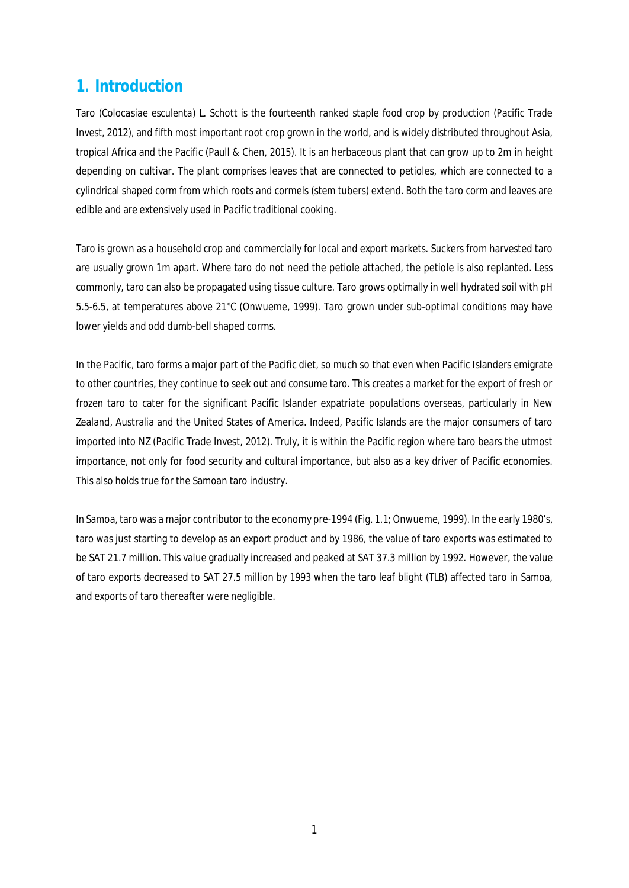# 1. Introduction

Taro (*Colocasiae esculenta*) L. Schott is the fourteenth ranked staple food crop by production (Pacific Trade Invest, 2012), and fifth most important root crop grown in the world, and is widely distributed throughout Asia, tropical Africa and the Pacific (Paull & Chen, 2015). It is an herbaceous plant that can grow up to 2m in height depending on cultivar. The plant comprises leaves that are connected to petioles, which are connected to a cylindrical shaped corm from which roots and cormels (stem tubers) extend. Both the taro corm and leaves are edible and are extensively used in Pacific traditional cooking.

Taro is grown as a household crop and commercially for local and export markets. Suckers from harvested taro are usually grown 1m apart. Where taro do not need the petiole attached, the petiole is also replanted. Less commonly, taro can also be propagated using tissue culture. Taro grows optimally in well hydrated soil with pH 5.5-6.5, at temperatures above 21°C (Onwueme, 1999). Taro grown under sub-optimal conditions may have lower yields and odd dumb-bell shaped corms.

In the Pacific, taro forms a major part of the Pacific diet, so much so that even when Pacific Islanders emigrate to other countries, they continue to seek out and consume taro. This creates a market for the export of fresh or frozen taro to cater for the significant Pacific Islander expatriate populations overseas, particularly in New Zealand, Australia and the United States of America. Indeed, Pacific Islands are the major consumers of taro imported into NZ (Pacific Trade Invest, 2012). Truly, it is within the Pacific region where taro bears the utmost importance, not only for food security and cultural importance, but also as a key driver of Pacific economies. This also holds true for the Samoan taro industry.

In Samoa, taro was a major contributor to the economy pre-1994 (Fig. 1.1; Onwueme, 1999). In the early 1980's, taro was just starting to develop as an export product and by 1986, the value of taro exports was estimated to be SAT 21.7 million. This value gradually increased and peaked at SAT 37.3 million by 1992. However, the value of taro exports decreased to SAT 27.5 million by 1993 when the taro leaf blight (TLB) affected taro in Samoa, and exports of taro thereafter were negligible.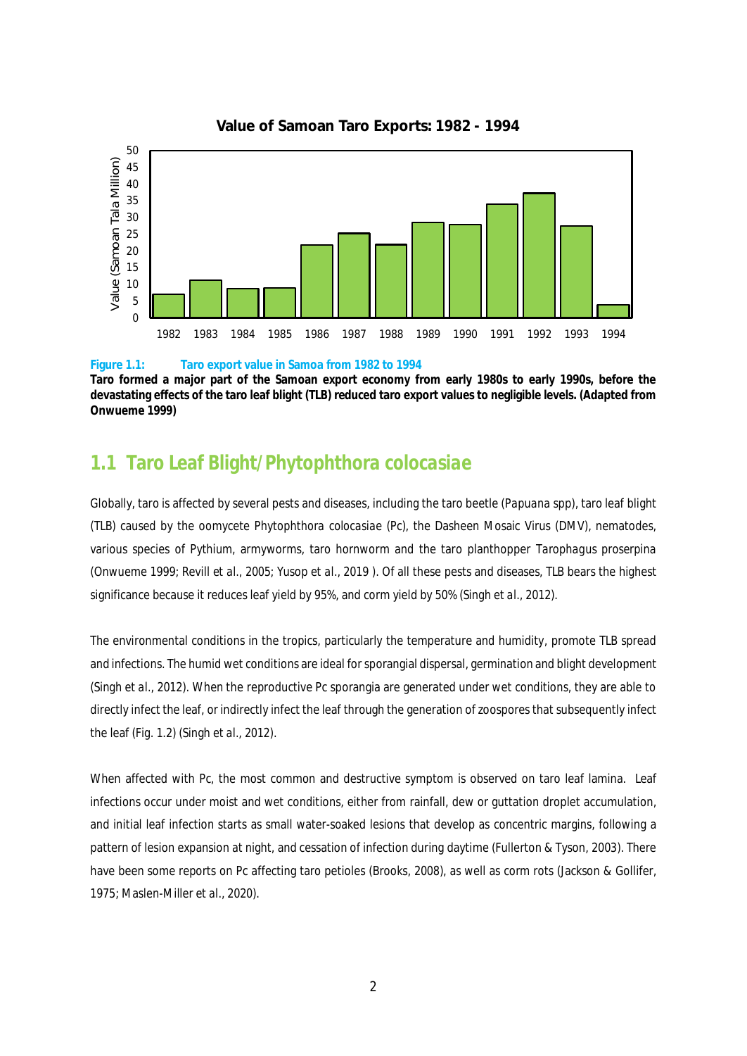Value of Samoan Taro Exports: 1982 - 1994

**Figure 1.1: Taro export value in Samoa from 1982 to 1994**
**Taro formed a major part of the Samoan export economy from early 1980s to early 1990s, before the devastating effects of the taro leaf blight (TLB) reduced taro export values to negligible levels. (Adapted from Onwueme 1999)**

## 1.1 Taro Leaf Blight/*Phytophthora colocasiae*

Globally, taro is affected by several pests and diseases, including the taro beetle (*Papuana* spp), taro leaf blight (TLB) caused by the oomycete *Phytophthora colocasiae* (Pc), the Dasheen Mosaic Virus (DMV), nematodes, various species of *Pythium*, armyworms, taro hornworm and the taro planthopper *Tarophagus proserpina* (Onwueme 1999; Revill et *al*., 2005; Yusop et *al*., 2019 ). Of all these pests and diseases, TLB bears the highest significance because it reduces leaf yield by 95%, and corm yield by 50% (Singh et *al*., 2012).

The environmental conditions in the tropics, particularly the temperature and humidity, promote TLB spread and infections. The humid wet conditions are ideal for sporangial dispersal, germination and blight development (Singh et *al*., 2012). When the reproductive Pc sporangia are generated under wet conditions, they are able to directly infect the leaf, or indirectly infect the leaf through the generation of zoospores that subsequently infect the leaf (Fig. 1.2) (Singh et *al*., 2012).

When affected with Pc, the most common and destructive symptom is observed on taro leaf lamina. Leaf infections occur under moist and wet conditions, either from rainfall, dew or guttation droplet accumulation, and initial leaf infection starts as small water-soaked lesions that develop as concentric margins, following a pattern of lesion expansion at night, and cessation of infection during daytime (Fullerton & Tyson, 2003). There have been some reports on Pc affecting taro petioles (Brooks, 2008), as well as corm rots (Jackson & Gollifer, 1975; Maslen-Miller et *al*., 2020).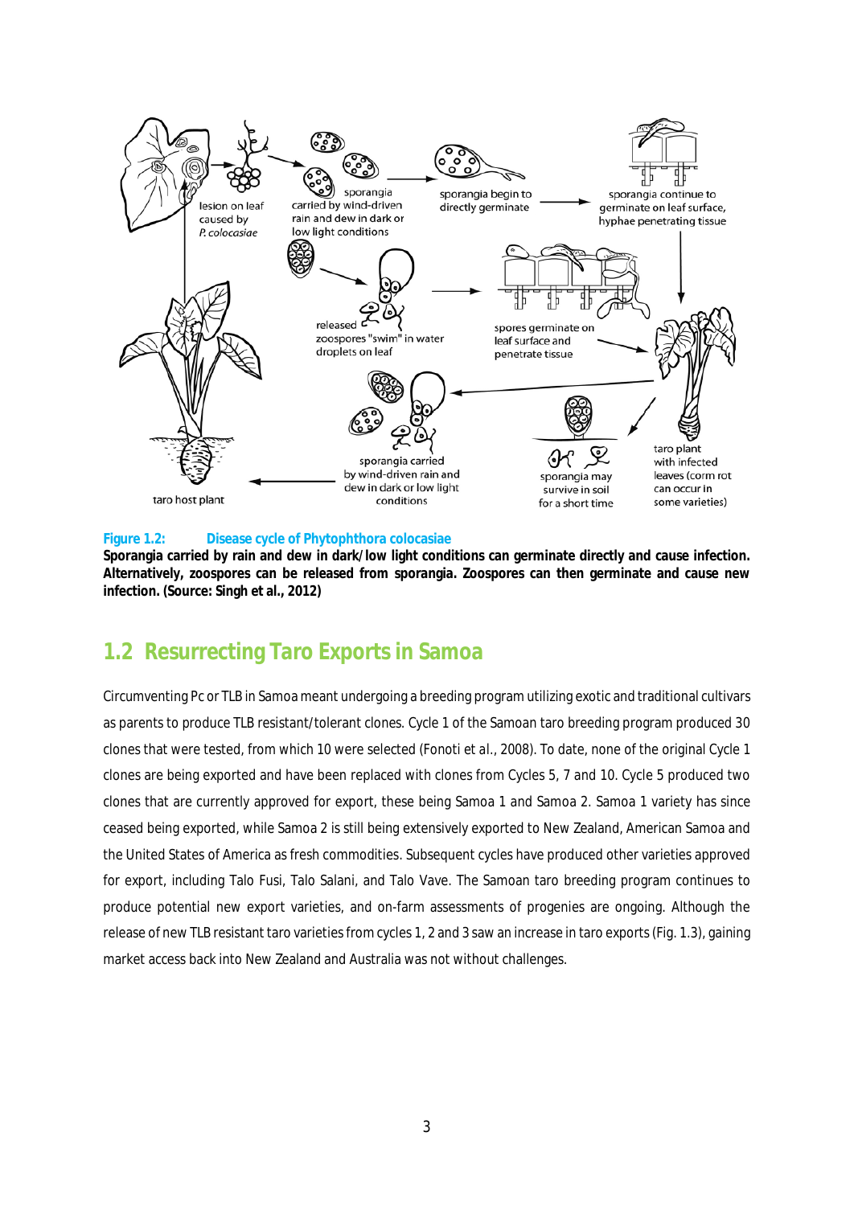**Figure 1.2: Disease cycle of Phytophthora colocasiae**

**Sporangia carried by rain and dew in dark/low light conditions can germinate directly and cause infection. Alternatively, zoospores can be released from sporangia. Zoospores can then germinate and cause new infection. (Source: Singh et al., 2012)**

## 1.2 Resurrecting Taro Exports in Samoa

Circumventing Pc or TLB in Samoa meant undergoing a breeding program utilizing exotic and traditional cultivars as parents to produce TLB resistant/tolerant clones. Cycle 1 of the Samoan taro breeding program produced 30 clones that were tested, from which 10 were selected (Fonoti et al., 2008). To date, none of the original Cycle 1 clones are being exported and have been replaced with clones from Cycles 5, 7 and 10. Cycle 5 produced two clones that are currently approved for export, these being Samoa 1 and Samoa 2. Samoa 1 variety has since ceased being exported, while Samoa 2 is still being extensively exported to New Zealand, American Samoa and the United States of America as fresh commodities. Subsequent cycles have produced other varieties approved for export, including Talo Fusi, Talo Salani, and Talo Vave. The Samoan taro breeding program continues to produce potential new export varieties, and on-farm assessments of progenies are ongoing. Although the release of new TLB resistant taro varieties from cycles 1, 2 and 3 saw an increase in taro exports (Fig. 1.3), gaining market access back into New Zealand and Australia was not without challenges.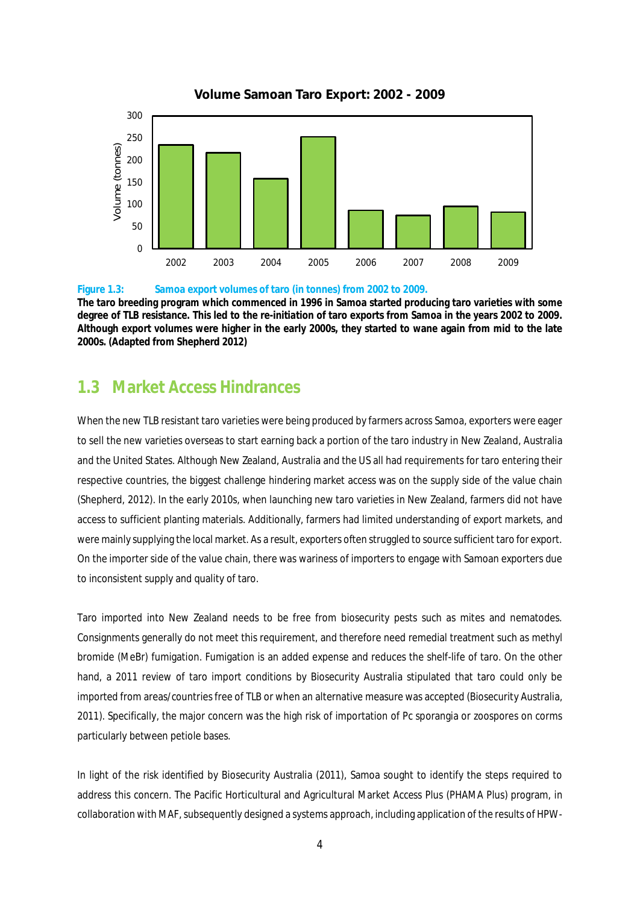**Figure 1.3: Samoa export volumes of taro (in tonnes) from 2002 to 2009.**

**The taro breeding program which commenced in 1996 in Samoa started producing taro varieties with some degree of TLB resistance. This led to the re-initiation of taro exports from Samoa in the years 2002 to 2009. Although export volumes were higher in the early 2000s, they started to wane again from mid to the late 2000s. (Adapted from Shepherd 2012)**

## 1.3 Market Access Hindrances

When the new TLB resistant taro varieties were being produced by farmers across Samoa, exporters were eager to sell the new varieties overseas to start earning back a portion of the taro industry in New Zealand, Australia and the United States. Although New Zealand, Australia and the US all had requirements for taro entering their respective countries, the biggest challenge hindering market access was on the supply side of the value chain (Shepherd, 2012). In the early 2010s, when launching new taro varieties in New Zealand, farmers did not have access to sufficient planting materials. Additionally, farmers had limited understanding of export markets, and were mainly supplying the local market. As a result, exporters often struggled to source sufficient taro for export. On the importer side of the value chain, there was wariness of importers to engage with Samoan exporters due to inconsistent supply and quality of taro.

Taro imported into New Zealand needs to be free from biosecurity pests such as mites and nematodes. Consignments generally do not meet this requirement, and therefore need remedial treatment such as methyl bromide (MeBr) fumigation. Fumigation is an added expense and reduces the shelf-life of taro. On the other hand, a 2011 review of taro import conditions by Biosecurity Australia stipulated that taro could only be imported from areas/countries free of TLB or when an alternative measure was accepted (Biosecurity Australia, 2011). Specifically, the major concern was the high risk of importation of Pc sporangia or zoospores on corms particularly between petiole bases.

In light of the risk identified by Biosecurity Australia (2011), Samoa sought to identify the steps required to address this concern. The Pacific Horticultural and Agricultural Market Access Plus (PHAMA Plus) program, in collaboration with MAF, subsequently designed a systems approach, including application of the results of HPW-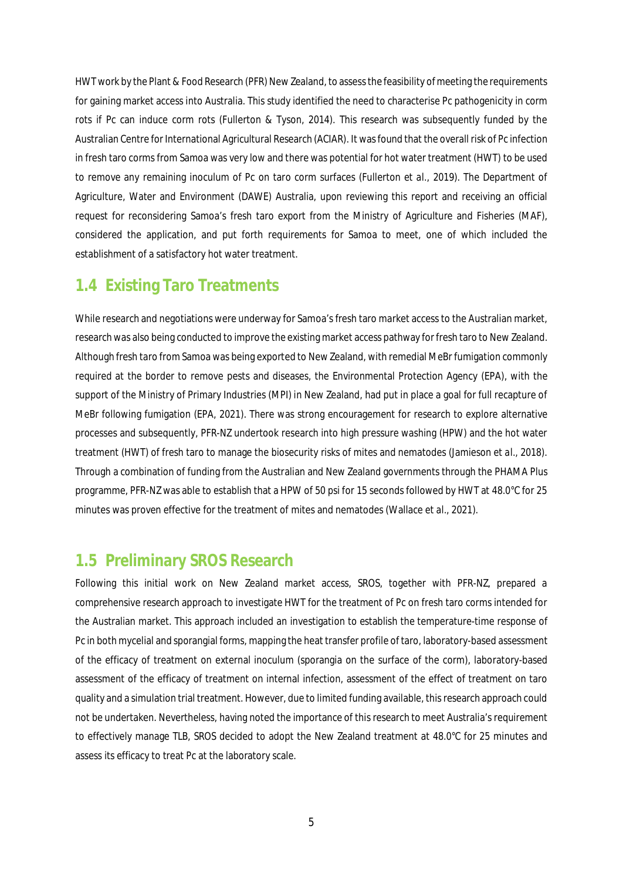HWT work by the Plant & Food Research (PFR) New Zealand, to assess the feasibility of meeting the requirements for gaining market access into Australia. This study identified the need to characterise Pc pathogenicity in corm rots if Pc can induce corm rots (Fullerton & Tyson, 2014). This research was subsequently funded by the Australian Centre for International Agricultural Research (ACIAR). It was found that the overall risk of Pc infection in fresh taro corms from Samoa was very low and there was potential for hot water treatment (HWT) to be used to remove any remaining inoculum of Pc on taro corm surfaces (Fullerton et al., 2019). The Department of Agriculture, Water and Environment (DAWE) Australia, upon reviewing this report and receiving an official request for reconsidering Samoa's fresh taro export from the Ministry of Agriculture and Fisheries (MAF), considered the application, and put forth requirements for Samoa to meet, one of which included the establishment of a satisfactory hot water treatment.

## 1.4 Existing Taro Treatments

While research and negotiations were underway for Samoa's fresh taro market access to the Australian market, research was also being conducted to improve the existing market access pathway for fresh taro to New Zealand. Although fresh taro from Samoa was being exported to New Zealand, with remedial MeBr fumigation commonly required at the border to remove pests and diseases, the Environmental Protection Agency (EPA), with the support of the Ministry of Primary Industries (MPI) in New Zealand, had put in place a goal for full recapture of MeBr following fumigation (EPA, 2021). There was strong encouragement for research to explore alternative processes and subsequently, PFR-NZ undertook research into high pressure washing (HPW) and the hot water treatment (HWT) of fresh taro to manage the biosecurity risks of mites and nematodes (Jamieson et al., 2018). Through a combination of funding from the Australian and New Zealand governments through the PHAMA Plus programme, PFR-NZ was able to establish that a HPW of 50 psi for 15 seconds followed by HWT at 48.0°C for 25 minutes was proven effective for the treatment of mites and nematodes (Wallace et al., 2021).

## 1.5 Preliminary SROS Research

Following this initial work on New Zealand market access, SROS, together with PFR-NZ, prepared a comprehensive research approach to investigate HWT for the treatment of Pc on fresh taro corms intended for the Australian market. This approach included an investigation to establish the temperature-time response of Pc in both mycelial and sporangial forms, mapping the heat transfer profile of taro, laboratory-based assessment of the efficacy of treatment on external inoculum (sporangia on the surface of the corm), laboratory-based assessment of the efficacy of treatment on internal infection, assessment of the effect of treatment on taro quality and a simulation trial treatment. However, due to limited funding available, this research approach could not be undertaken. Nevertheless, having noted the importance of this research to meet Australia's requirement to effectively manage TLB, SROS decided to adopt the New Zealand treatment at 48.0°C for 25 minutes and assess its efficacy to treat Pc at the laboratory scale.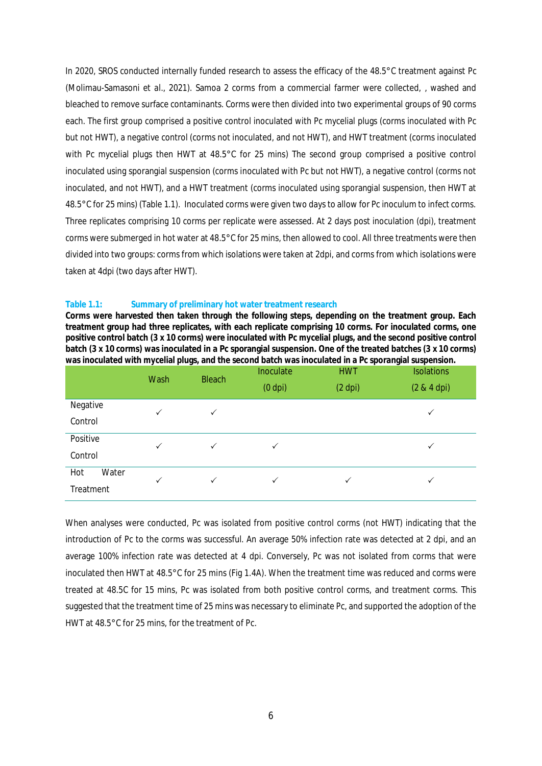In 2020, SROS conducted internally funded research to assess the efficacy of the 48.5°C treatment against Pc (Molimau-Samasoni et al., 2021). Samoa 2 corms from a commercial farmer were collected, , washed and bleached to remove surface contaminants. Corms were then divided into two experimental groups of 90 corms each. The first group comprised a positive control inoculated with Pc mycelial plugs (corms inoculated with Pc but not HWT), a negative control (corms not inoculated, and not HWT), and HWT treatment (corms inoculated with Pc mycelial plugs then HWT at 48.5°C for 25 mins) The second group comprised a positive control inoculated using sporangial suspension (corms inoculated with Pc but not HWT), a negative control (corms not inoculated, and not HWT), and a HWT treatment (corms inoculated using sporangial suspension, then HWT at 48.5°C for 25 mins) (Table 1.1). Inoculated corms were given two days to allow for Pc inoculum to infect corms. Three replicates comprising 10 corms per replicate were assessed. At 2 days post inoculation (dpi), treatment corms were submerged in hot water at 48.5°C for 25 mins, then allowed to cool. All three treatments were then divided into two groups: corms from which isolations were taken at 2dpi, and corms from which isolations were taken at 4dpi (two days after HWT).

**Table 1.1: Summary of preliminary hot water treatment research**

**Corms were harvested then taken through the following steps, depending on the treatment group. Each treatment group had three replicates, with each replicate comprising 10 corms. For inoculated corms, one positive control batch (3 x 10 corms) were inoculated with Pc mycelial plugs, and the second positive control batch (3 x 10 corms) was inoculated in a Pc sporangial suspension. One of the treated batches (3 x 10 corms) was inoculated with mycelial plugs, and the second batch was inoculated in a Pc sporangial suspension.**

| | Wash | Bleach | Inoculate (0 dpi) | HWT (2 dpi) | Isolations (2 & 4 dpi) |
|---|---|---|---|---|---|
| Negative Control | ✓ | ✓ | | | ✓ |
| Positive Control | ✓ | ✓ | ✓ | | ✓ |
| Hot Water Treatment | ✓ | ✓ | ✓ | ✓ | ✓ |

When analyses were conducted, Pc was isolated from positive control corms (not HWT) indicating that the introduction of Pc to the corms was successful. An average 50% infection rate was detected at 2 dpi, and an average 100% infection rate was detected at 4 dpi. Conversely, Pc was not isolated from corms that were inoculated then HWT at 48.5°C for 25 mins (Fig 1.4A). When the treatment time was reduced and corms were treated at 48.5C for 15 mins, Pc was isolated from both positive control corms, and treatment corms. This suggested that the treatment time of 25 mins was necessary to eliminate Pc, and supported the adoption of the HWT at 48.5°C for 25 mins, for the treatment of Pc.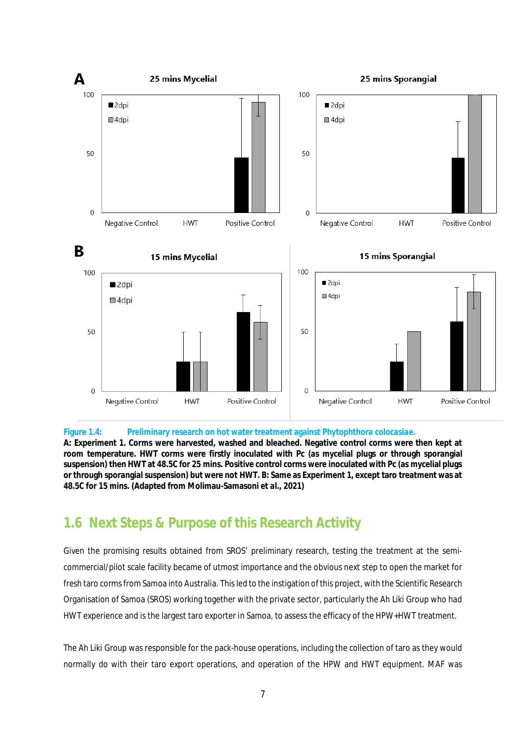**Figure 1.4: Preliminary research on hot water treatment against Phytophthora colocasiae.**
**A: Experiment 1. Corms were harvested, washed and bleached. Negative control corms were then kept at room temperature. HWT corms were firstly inoculated with Pc (as mycelial plugs or through sporangial suspension) then HWT at 48.5C for 25 mins. Positive control corms were inoculated with Pc (as mycelial plugs or through sporangial suspension) but were not HWT. B: Same as Experiment 1, except taro treatment was at 48.5C for 15 mins. (Adapted from Molimau-Samasoni et al., 2021)**

## 1.6 Next Steps & Purpose of this Research Activity

Given the promising results obtained from SROS' preliminary research, testing the treatment at the semi-commercial/pilot scale facility became of utmost importance and the obvious next step to open the market for fresh taro corms from Samoa into Australia. This led to the instigation of this project, with the Scientific Research Organisation of Samoa (SROS) working together with the private sector, particularly the Ah Liki Group who had HWT experience and is the largest taro exporter in Samoa, to assess the efficacy of the HPW+HWT treatment.

The Ah Liki Group was responsible for the pack-house operations, including the collection of taro as they would normally do with their taro export operations, and operation of the HPW and HWT equipment. MAF was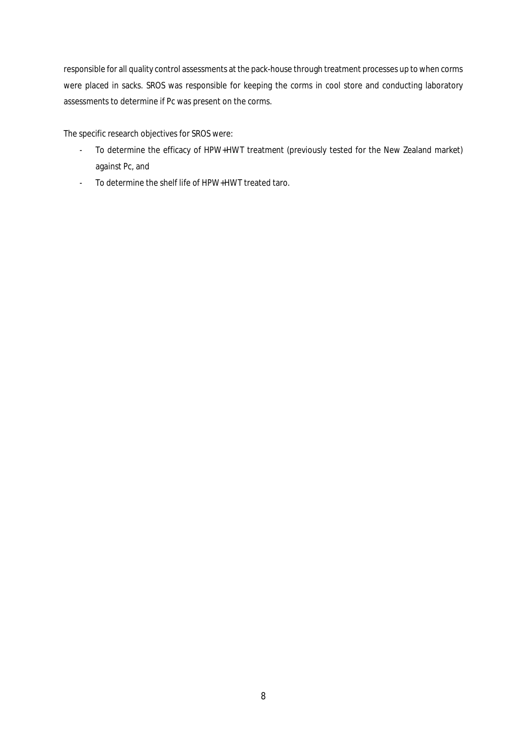responsible for all quality control assessments at the pack-house through treatment processes up to when corms were placed in sacks. SROS was responsible for keeping the corms in cool store and conducting laboratory assessments to determine if Pc was present on the corms.

The specific research objectives for SROS were:

- To determine the efficacy of HPW+HWT treatment (previously tested for the New Zealand market) against Pc, and
- To determine the shelf life of HPW+HWT treated taro.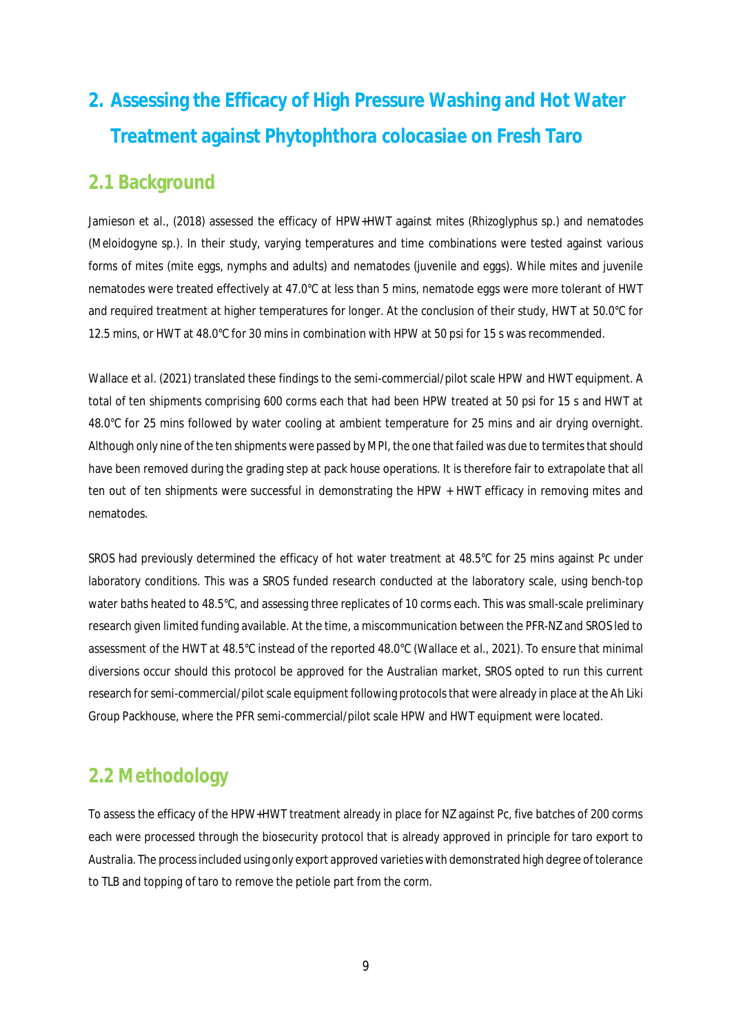# 2. Assessing the Efficacy of High Pressure Washing and Hot Water Treatment against Phytophthora colocasiae on Fresh Taro

## 2.1 Background

Jamieson et al., (2018) assessed the efficacy of HPW+HWT against mites (Rhizoglyphus sp.) and nematodes (Meloidogyne sp.). In their study, varying temperatures and time combinations were tested against various forms of mites (mite eggs, nymphs and adults) and nematodes (juvenile and eggs). While mites and juvenile nematodes were treated effectively at 47.0°C at less than 5 mins, nematode eggs were more tolerant of HWT and required treatment at higher temperatures for longer. At the conclusion of their study, HWT at 50.0°C for 12.5 mins, or HWT at 48.0°C for 30 mins in combination with HPW at 50 psi for 15 s was recommended.

Wallace et al. (2021) translated these findings to the semi-commercial/pilot scale HPW and HWT equipment. A total of ten shipments comprising 600 corms each that had been HPW treated at 50 psi for 15 s and HWT at 48.0°C for 25 mins followed by water cooling at ambient temperature for 25 mins and air drying overnight. Although only nine of the ten shipments were passed by MPI, the one that failed was due to termites that should have been removed during the grading step at pack house operations. It is therefore fair to extrapolate that all ten out of ten shipments were successful in demonstrating the HPW + HWT efficacy in removing mites and nematodes.

SROS had previously determined the efficacy of hot water treatment at 48.5°C for 25 mins against Pc under laboratory conditions. This was a SROS funded research conducted at the laboratory scale, using bench-top water baths heated to 48.5°C, and assessing three replicates of 10 corms each. This was small-scale preliminary research given limited funding available. At the time, a miscommunication between the PFR-NZ and SROS led to assessment of the HWT at 48.5°C instead of the reported 48.0°C (Wallace et al., 2021). To ensure that minimal diversions occur should this protocol be approved for the Australian market, SROS opted to run this current research for semi-commercial/pilot scale equipment following protocols that were already in place at the Ah Liki Group Packhouse, where the PFR semi-commercial/pilot scale HPW and HWT equipment were located.

## 2.2 Methodology

To assess the efficacy of the HPW+HWT treatment already in place for NZ against Pc, five batches of 200 corms each were processed through the biosecurity protocol that is already approved in principle for taro export to Australia. The process included using only export approved varieties with demonstrated high degree of tolerance to TLB and topping of taro to remove the petiole part from the corm.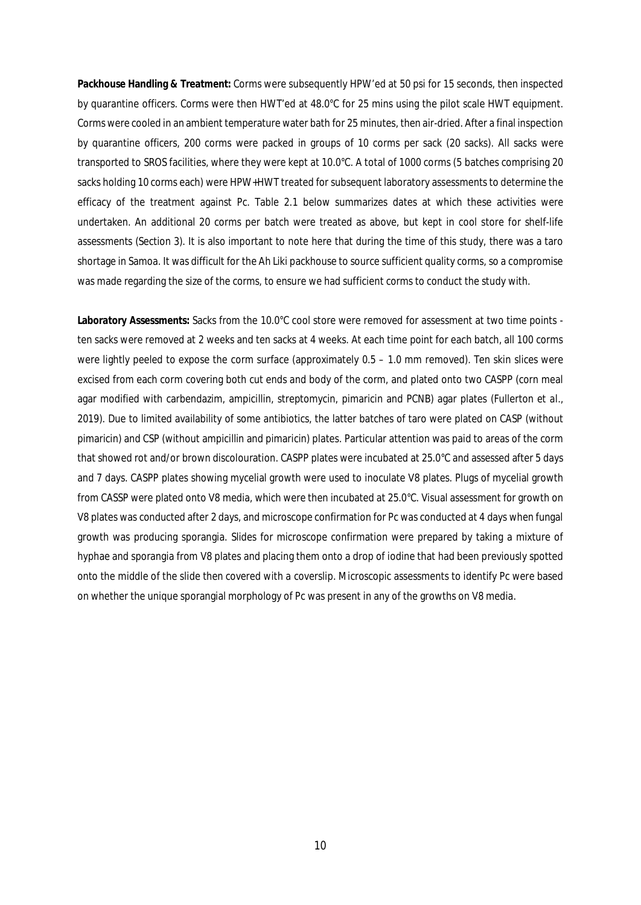**Packhouse Handling & Treatment:** Corms were subsequently HPW'ed at 50 psi for 15 seconds, then inspected by quarantine officers. Corms were then HWT'ed at 48.0°C for 25 mins using the pilot scale HWT equipment. Corms were cooled in an ambient temperature water bath for 25 minutes, then air-dried. After a final inspection by quarantine officers, 200 corms were packed in groups of 10 corms per sack (20 sacks). All sacks were transported to SROS facilities, where they were kept at 10.0°C. A total of 1000 corms (5 batches comprising 20 sacks holding 10 corms each) were HPW+HWT treated for subsequent laboratory assessments to determine the efficacy of the treatment against Pc. Table 2.1 below summarizes dates at which these activities were undertaken. An additional 20 corms per batch were treated as above, but kept in cool store for shelf-life assessments (Section 3). It is also important to note here that during the time of this study, there was a taro shortage in Samoa. It was difficult for the Ah Liki packhouse to source sufficient quality corms, so a compromise was made regarding the size of the corms, to ensure we had sufficient corms to conduct the study with.

**Laboratory Assessments:** Sacks from the 10.0°C cool store were removed for assessment at two time points - ten sacks were removed at 2 weeks and ten sacks at 4 weeks. At each time point for each batch, all 100 corms were lightly peeled to expose the corm surface (approximately 0.5 – 1.0 mm removed). Ten skin slices were excised from each corm covering both cut ends and body of the corm, and plated onto two CASPP (corn meal agar modified with carbendazim, ampicillin, streptomycin, pimaricin and PCNB) agar plates (Fullerton et al., 2019). Due to limited availability of some antibiotics, the latter batches of taro were plated on CASP (without pimaricin) and CSP (without ampicillin and pimaricin) plates. Particular attention was paid to areas of the corm that showed rot and/or brown discolouration. CASPP plates were incubated at 25.0°C and assessed after 5 days and 7 days. CASPP plates showing mycelial growth were used to inoculate V8 plates. Plugs of mycelial growth from CASSP were plated onto V8 media, which were then incubated at 25.0°C. Visual assessment for growth on V8 plates was conducted after 2 days, and microscope confirmation for Pc was conducted at 4 days when fungal growth was producing sporangia. Slides for microscope confirmation were prepared by taking a mixture of hyphae and sporangia from V8 plates and placing them onto a drop of iodine that had been previously spotted onto the middle of the slide then covered with a coverslip. Microscopic assessments to identify Pc were based on whether the unique sporangial morphology of Pc was present in any of the growths on V8 media.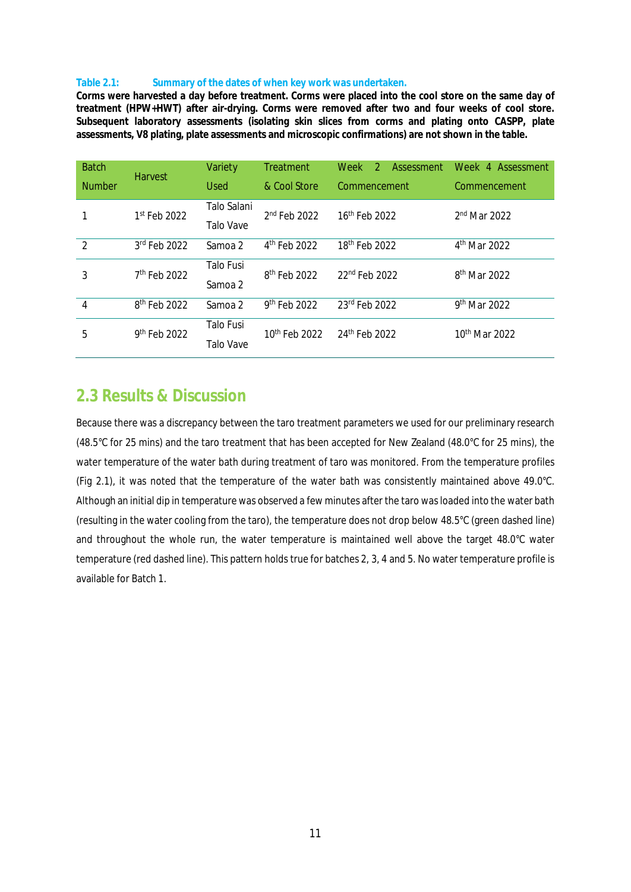**Table 2.1: Summary of the dates of when key work was undertaken.**

**Corms were harvested a day before treatment. Corms were placed into the cool store on the same day of treatment (HPW+HWT) after air-drying. Corms were removed after two and four weeks of cool store. Subsequent laboratory assessments (isolating skin slices from corms and plating onto CASPP, plate assessments, V8 plating, plate assessments and microscopic confirmations) are not shown in the table.**

| Batch Number | Harvest | Variety Used | Treatment & Cool Store | Week 2 Assessment Commencement | Week 4 Assessment Commencement |
|---|---|---|---|---|---|
| 1 | 1st Feb 2022 | Talo Salani<br>Talo Vave | 2nd Feb 2022 | 16th Feb 2022 | 2nd Mar 2022 |
| 2 | 3rd Feb 2022 | Samoa 2 | 4th Feb 2022 | 18th Feb 2022 | 4th Mar 2022 |
| 3 | 7th Feb 2022 | Talo Fusi<br>Samoa 2 | 8th Feb 2022 | 22nd Feb 2022 | 8th Mar 2022 |
| 4 | 8th Feb 2022 | Samoa 2 | 9th Feb 2022 | 23rd Feb 2022 | 9th Mar 2022 |
| 5 | 9th Feb 2022 | Talo Fusi<br>Talo Vave | 10th Feb 2022 | 24th Feb 2022 | 10th Mar 2022 |

## 2.3 Results & Discussion

Because there was a discrepancy between the taro treatment parameters we used for our preliminary research (48.5°C for 25 mins) and the taro treatment that has been accepted for New Zealand (48.0°C for 25 mins), the water temperature of the water bath during treatment of taro was monitored. From the temperature profiles (Fig 2.1), it was noted that the temperature of the water bath was consistently maintained above 49.0°C. Although an initial dip in temperature was observed a few minutes after the taro was loaded into the water bath (resulting in the water cooling from the taro), the temperature does not drop below 48.5°C (green dashed line) and throughout the whole run, the water temperature is maintained well above the target 48.0°C water temperature (red dashed line). This pattern holds true for batches 2, 3, 4 and 5. No water temperature profile is available for Batch 1.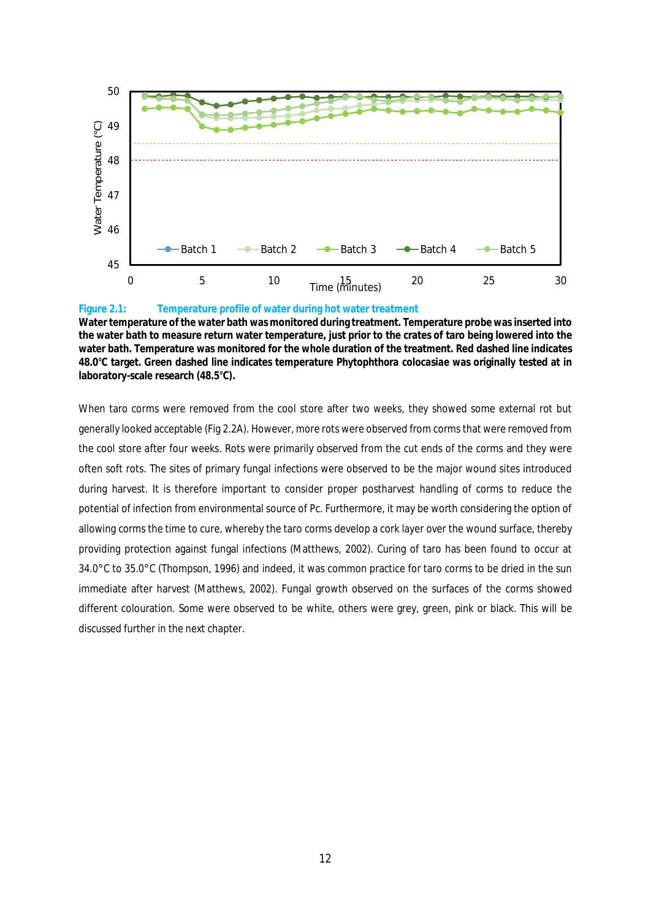**Figure 2.1: Temperature profile of water during hot water treatment**

**Water temperature of the water bath was monitored during treatment. Temperature probe was inserted into the water bath to measure return water temperature, just prior to the crates of taro being lowered into the water bath. Temperature was monitored for the whole duration of the treatment. Red dashed line indicates 48.0℃ target. Green dashed line indicates temperature *Phytophthora colocasiae* was originally tested at in laboratory-scale research (48.5℃).**

When taro corms were removed from the cool store after two weeks, they showed some external rot but generally looked acceptable (Fig 2.2A). However, more rots were observed from corms that were removed from the cool store after four weeks. Rots were primarily observed from the cut ends of the corms and they were often soft rots. The sites of primary fungal infections were observed to be the major wound sites introduced during harvest. It is therefore important to consider proper postharvest handling of corms to reduce the potential of infection from environmental source of Pc. Furthermore, it may be worth considering the option of allowing corms the time to cure, whereby the taro corms develop a cork layer over the wound surface, thereby providing protection against fungal infections (Matthews, 2002). Curing of taro has been found to occur at 34.0°C to 35.0°C (Thompson, 1996) and indeed, it was common practice for taro corms to be dried in the sun immediate after harvest (Matthews, 2002). Fungal growth observed on the surfaces of the corms showed different colouration. Some were observed to be white, others were grey, green, pink or black. This will be discussed further in the next chapter.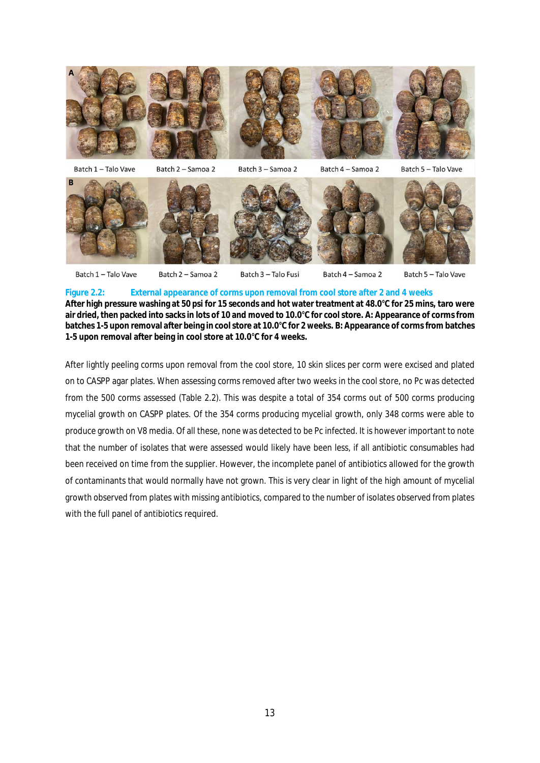Batch 1 – Talo Vave Batch 2 – Samoa 2 Batch 3 – Samoa 2 Batch 4 – Samoa 2 Batch 5 – Talo Vave

Batch 1 – Talo Vave Batch 2 – Samoa 2 Batch 3 – Talo Fusi Batch 4 – Samoa 2 Batch 5 – Talo Vave

**Figure 2.2: External appearance of corms upon removal from cool store after 2 and 4 weeks**
**After high pressure washing at 50 psi for 15 seconds and hot water treatment at 48.0°C for 25 mins, taro were air dried, then packed into sacks in lots of 10 and moved to 10.0°C for cool store. A: Appearance of corms from batches 1-5 upon removal after being in cool store at 10.0°C for 2 weeks. B: Appearance of corms from batches 1-5 upon removal after being in cool store at 10.0°C for 4 weeks.**

After lightly peeling corms upon removal from the cool store, 10 skin slices per corm were excised and plated on to CASPP agar plates. When assessing corms removed after two weeks in the cool store, no Pc was detected from the 500 corms assessed (Table 2.2). This was despite a total of 354 corms out of 500 corms producing mycelial growth on CASPP plates. Of the 354 corms producing mycelial growth, only 348 corms were able to produce growth on V8 media. Of all these, none was detected to be Pc infected. It is however important to note that the number of isolates that were assessed would likely have been less, if all antibiotic consumables had been received on time from the supplier. However, the incomplete panel of antibiotics allowed for the growth of contaminants that would normally have not grown. This is very clear in light of the high amount of mycelial growth observed from plates with missing antibiotics, compared to the number of isolates observed from plates with the full panel of antibiotics required.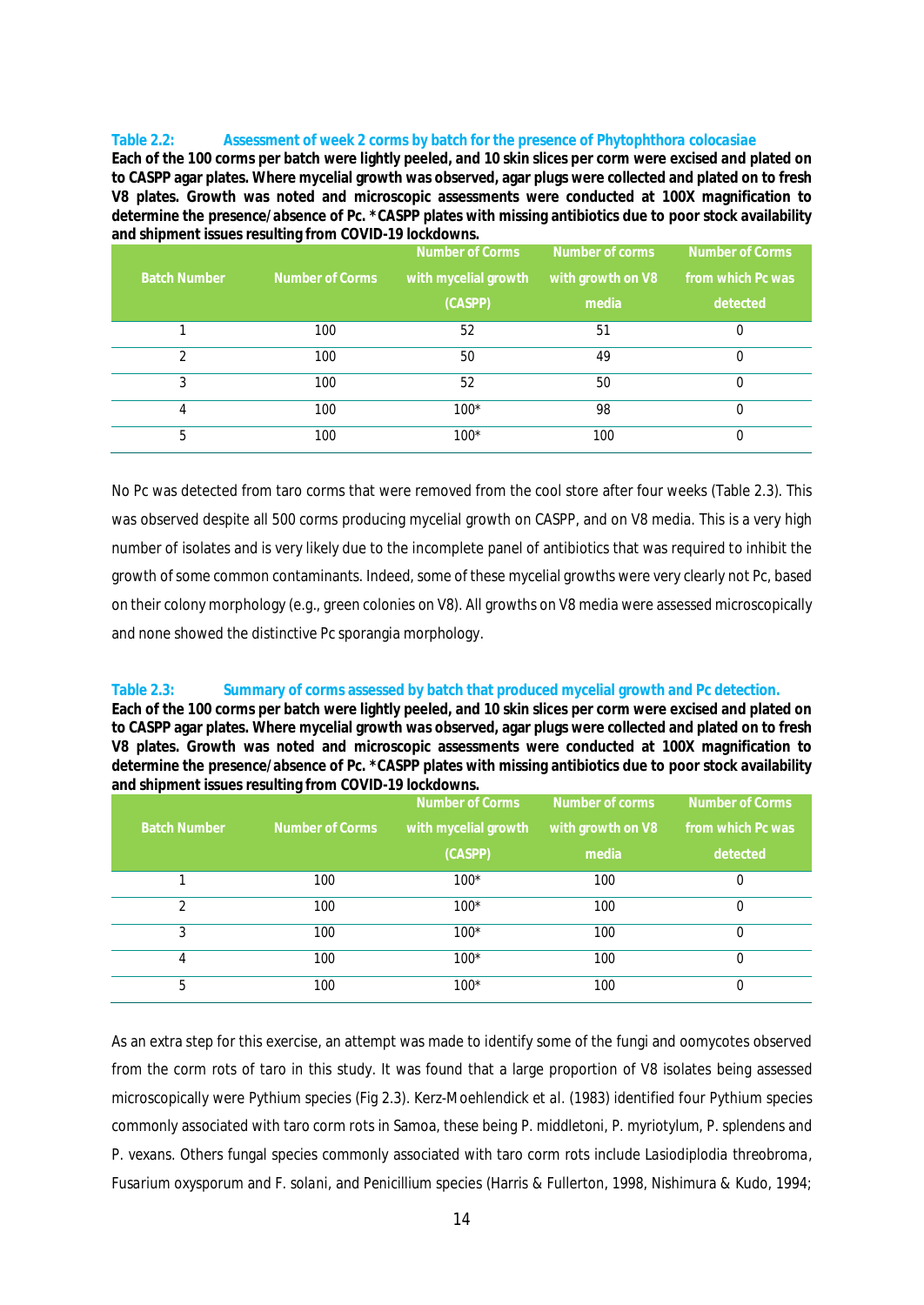**Table 2.2: Assessment of week 2 corms by batch for the presence of *Phytophthora colocasiae***

**Each of the 100 corms per batch were lightly peeled, and 10 skin slices per corm were excised and plated on to CASPP agar plates. Where mycelial growth was observed, agar plugs were collected and plated on to fresh V8 plates. Growth was noted and microscopic assessments were conducted at 100X magnification to determine the presence/absence of Pc. *CASPP plates with missing antibiotics due to poor stock availability and shipment issues resulting from COVID-19 lockdowns.**

| Batch Number | Number of Corms | Number of Corms with mycelial growth (CASPP) | Number of corms with growth on V8 media | Number of Corms from which Pc was detected |
|---|---|---|---|---|
| 1 | 100 | 52 | 51 | 0 |
| 2 | 100 | 50 | 49 | 0 |
| 3 | 100 | 52 | 50 | 0 |
| 4 | 100 | 100* | 98 | 0 |
| 5 | 100 | 100* | 100 | 0 |

No Pc was detected from taro corms that were removed from the cool store after four weeks (Table 2.3). This was observed despite all 500 corms producing mycelial growth on CASPP, and on V8 media. This is a very high number of isolates and is very likely due to the incomplete panel of antibiotics that was required to inhibit the growth of some common contaminants. Indeed, some of these mycelial growths were very clearly not Pc, based on their colony morphology (e.g., green colonies on V8). All growths on V8 media were assessed microscopically and none showed the distinctive Pc sporangia morphology.

**Table 2.3: Summary of corms assessed by batch that produced mycelial growth and Pc detection.**

**Each of the 100 corms per batch were lightly peeled, and 10 skin slices per corm were excised and plated on to CASPP agar plates. Where mycelial growth was observed, agar plugs were collected and plated on to fresh V8 plates. Growth was noted and microscopic assessments were conducted at 100X magnification to determine the presence/absence of Pc. *CASPP plates with missing antibiotics due to poor stock availability and shipment issues resulting from COVID-19 lockdowns.**

| Batch Number | Number of Corms | Number of Corms with mycelial growth (CASPP) | Number of corms with growth on V8 media | Number of Corms from which Pc was detected |
|---|---|---|---|---|
| 1 | 100 | 100* | 100 | 0 |
| 2 | 100 | 100* | 100 | 0 |
| 3 | 100 | 100* | 100 | 0 |
| 4 | 100 | 100* | 100 | 0 |
| 5 | 100 | 100* | 100 | 0 |

As an extra step for this exercise, an attempt was made to identify some of the fungi and oomycotes observed from the corm rots of taro in this study. It was found that a large proportion of V8 isolates being assessed microscopically were *Pythium* species (Fig 2.3). Kerz-Moehlendick et al. (1983) identified four *Pythium* species commonly associated with taro corm rots in Samoa, these being *P. middletoni*, *P. myriotylum*, *P. splendens* and *P. vexans*. Others fungal species commonly associated with taro corm rots include *Lasiodiplodia threobroma*, *Fusarium oxysporum* and *F. solani*, and *Penicillium* species (Harris & Fullerton, 1998, Nishimura & Kudo, 1994;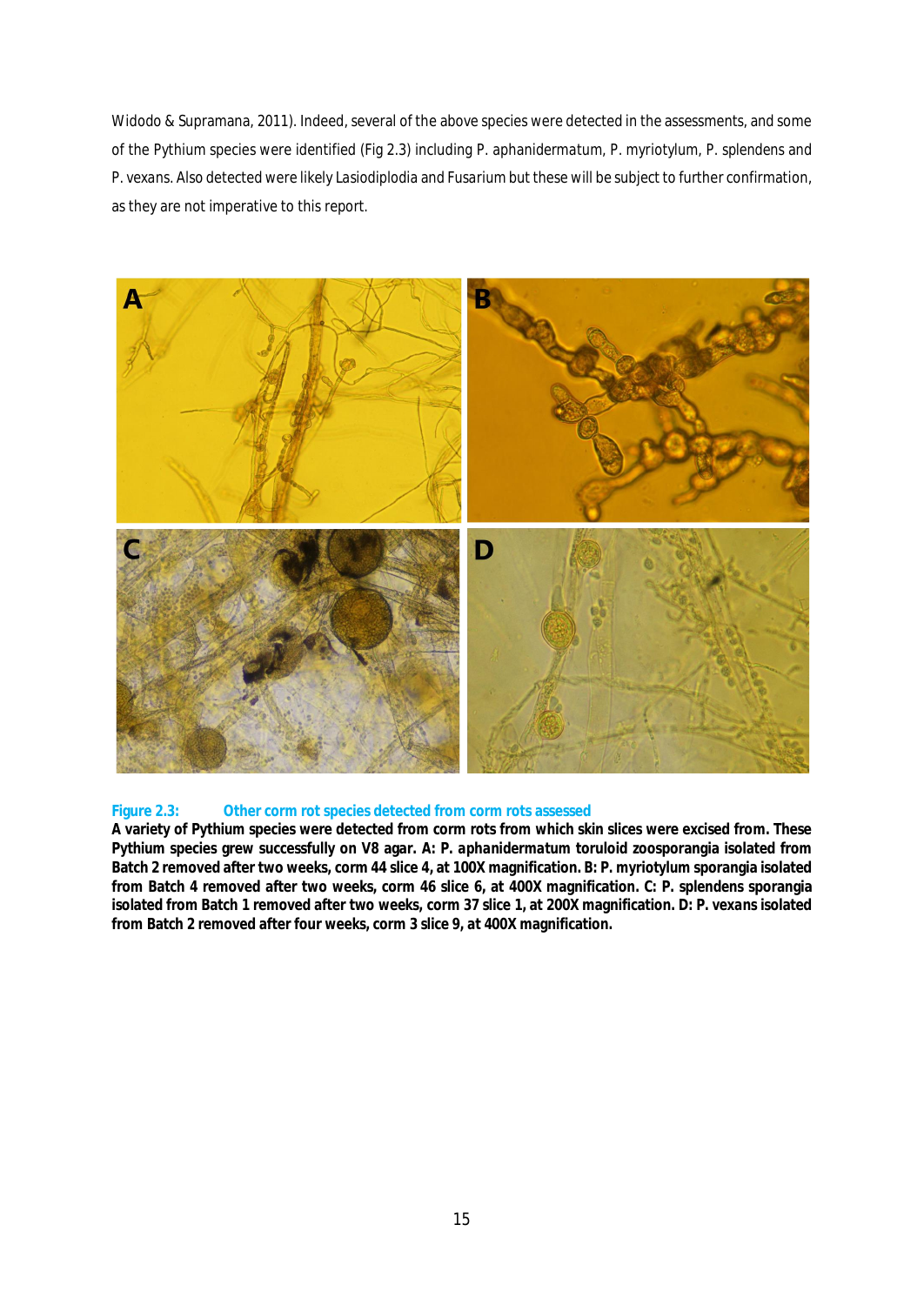Widodo & Supramana, 2011). Indeed, several of the above species were detected in the assessments, and some of the Pythium species were identified (Fig 2.3) including P. aphanidermatum, P. myriotylum, P. splendens and P. vexans. Also detected were likely Lasiodiplodia and Fusarium but these will be subject to further confirmation, as they are not imperative to this report.

**Figure 2.3: Other corm rot species detected from corm rots assessed**

**A variety of Pythium species were detected from corm rots from which skin slices were excised from. These Pythium species grew successfully on V8 agar. A: P. aphanidermatum toruloid zoosporangia isolated from Batch 2 removed after two weeks, corm 44 slice 4, at 100X magnification. B: P. myriotylum sporangia isolated from Batch 4 removed after two weeks, corm 46 slice 6, at 400X magnification. C: P. splendens sporangia isolated from Batch 1 removed after two weeks, corm 37 slice 1, at 200X magnification. D: P. vexans isolated from Batch 2 removed after four weeks, corm 3 slice 9, at 400X magnification.**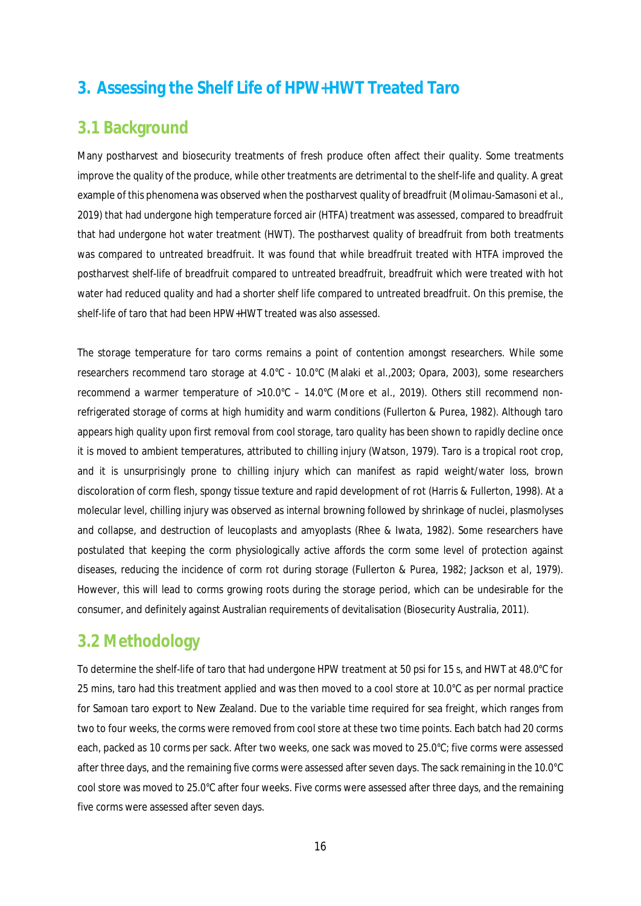## 3. Assessing the Shelf Life of HPW+HWT Treated Taro

### 3.1 Background

Many postharvest and biosecurity treatments of fresh produce often affect their quality. Some treatments improve the quality of the produce, while other treatments are detrimental to the shelf-life and quality. A great example of this phenomena was observed when the postharvest quality of breadfruit (Molimau-Samasoni *et al.*, 2019) that had undergone high temperature forced air (HTFA) treatment was assessed, compared to breadfruit that had undergone hot water treatment (HWT). The postharvest quality of breadfruit from both treatments was compared to untreated breadfruit. It was found that while breadfruit treated with HTFA improved the postharvest shelf-life of breadfruit compared to untreated breadfruit, breadfruit which were treated with hot water had reduced quality and had a shorter shelf life compared to untreated breadfruit. On this premise, the shelf-life of taro that had been HPW+HWT treated was also assessed.

The storage temperature for taro corms remains a point of contention amongst researchers. While some researchers recommend taro storage at 4.0°C - 10.0°C (Malaki et al.,2003; Opara, 2003), some researchers recommend a warmer temperature of >10.0°C – 14.0°C (More et al., 2019). Others still recommend non-refrigerated storage of corms at high humidity and warm conditions (Fullerton & Purea, 1982). Although taro appears high quality upon first removal from cool storage, taro quality has been shown to rapidly decline once it is moved to ambient temperatures, attributed to chilling injury (Watson, 1979). Taro is a tropical root crop, and it is unsurprisingly prone to chilling injury which can manifest as rapid weight/water loss, brown discoloration of corm flesh, spongy tissue texture and rapid development of rot (Harris & Fullerton, 1998). At a molecular level, chilling injury was observed as internal browning followed by shrinkage of nuclei, plasmolyses and collapse, and destruction of leucoplasts and amyoplasts (Rhee & Iwata, 1982). Some researchers have postulated that keeping the corm physiologically active affords the corm some level of protection against diseases, reducing the incidence of corm rot during storage (Fullerton & Purea, 1982; Jackson et al, 1979). However, this will lead to corms growing roots during the storage period, which can be undesirable for the consumer, and definitely against Australian requirements of devitalisation (Biosecurity Australia, 2011).

### 3.2 Methodology

To determine the shelf-life of taro that had undergone HPW treatment at 50 psi for 15 s, and HWT at 48.0°C for 25 mins, taro had this treatment applied and was then moved to a cool store at 10.0°C as per normal practice for Samoan taro export to New Zealand. Due to the variable time required for sea freight, which ranges from two to four weeks, the corms were removed from cool store at these two time points. Each batch had 20 corms each, packed as 10 corms per sack. After two weeks, one sack was moved to 25.0°C; five corms were assessed after three days, and the remaining five corms were assessed after seven days. The sack remaining in the 10.0°C cool store was moved to 25.0°C after four weeks. Five corms were assessed after three days, and the remaining five corms were assessed after seven days.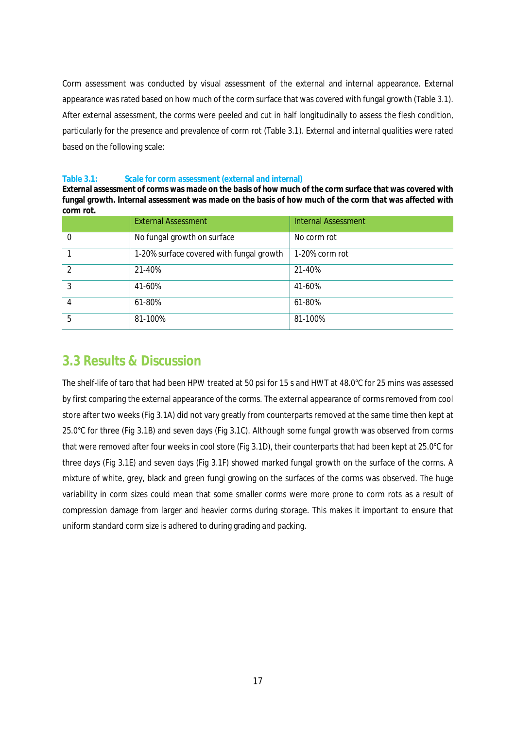Corm assessment was conducted by visual assessment of the external and internal appearance. External appearance was rated based on how much of the corm surface that was covered with fungal growth (Table 3.1). After external assessment, the corms were peeled and cut in half longitudinally to assess the flesh condition, particularly for the presence and prevalence of corm rot (Table 3.1). External and internal qualities were rated based on the following scale:

**Table 3.1: Scale for corm assessment (external and internal)**

**External assessment of corms was made on the basis of how much of the corm surface that was covered with fungal growth. Internal assessment was made on the basis of how much of the corm that was affected with corm rot.**

| | External Assessment | Internal Assessment |
|---|---|---|
| 0 | No fungal growth on surface | No corm rot |
| 1 | 1-20% surface covered with fungal growth | 1-20% corm rot |
| 2 | 21-40% | 21-40% |
| 3 | 41-60% | 41-60% |
| 4 | 61-80% | 61-80% |
| 5 | 81-100% | 81-100% |

## 3.3 Results & Discussion

The shelf-life of taro that had been HPW treated at 50 psi for 15 s and HWT at 48.0°C for 25 mins was assessed by first comparing the external appearance of the corms. The external appearance of corms removed from cool store after two weeks (Fig 3.1A) did not vary greatly from counterparts removed at the same time then kept at 25.0°C for three (Fig 3.1B) and seven days (Fig 3.1C). Although some fungal growth was observed from corms that were removed after four weeks in cool store (Fig 3.1D), their counterparts that had been kept at 25.0°C for three days (Fig 3.1E) and seven days (Fig 3.1F) showed marked fungal growth on the surface of the corms. A mixture of white, grey, black and green fungi growing on the surfaces of the corms was observed. The huge variability in corm sizes could mean that some smaller corms were more prone to corm rots as a result of compression damage from larger and heavier corms during storage. This makes it important to ensure that uniform standard corm size is adhered to during grading and packing.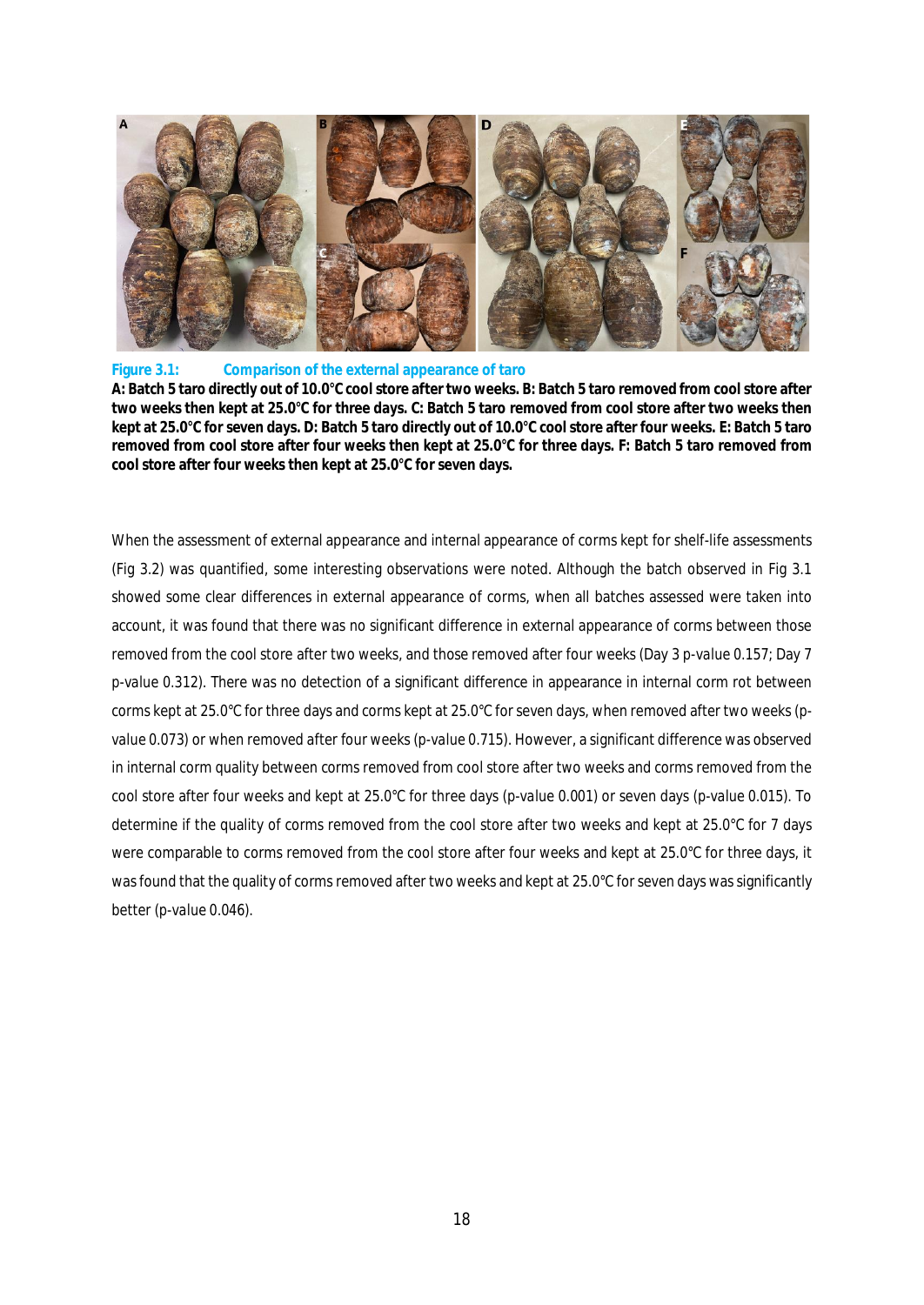**Figure 3.1: Comparison of the external appearance of taro**

**A: Batch 5 taro directly out of 10.0°C cool store after two weeks. B: Batch 5 taro removed from cool store after two weeks then kept at 25.0°C for three days. C: Batch 5 taro removed from cool store after two weeks then kept at 25.0°C for seven days. D: Batch 5 taro directly out of 10.0°C cool store after four weeks. E: Batch 5 taro removed from cool store after four weeks then kept at 25.0°C for three days. F: Batch 5 taro removed from cool store after four weeks then kept at 25.0°C for seven days.**

When the assessment of external appearance and internal appearance of corms kept for shelf-life assessments (Fig 3.2) was quantified, some interesting observations were noted. Although the batch observed in Fig 3.1 showed some clear differences in external appearance of corms, when all batches assessed were taken into account, it was found that there was no significant difference in external appearance of corms between those removed from the cool store after two weeks, and those removed after four weeks (Day 3 *p-value* 0.157; Day 7 *p-value* 0.312). There was no detection of a significant difference in appearance in internal corm rot between corms kept at 25.0°C for three days and corms kept at 25.0°C for seven days, when removed after two weeks (*p-value* 0.073) or when removed after four weeks (*p-value* 0.715). However, a significant difference was observed in internal corm quality between corms removed from cool store after two weeks and corms removed from the cool store after four weeks and kept at 25.0°C for three days (*p-value* 0.001) or seven days (*p-value* 0.015). To determine if the quality of corms removed from the cool store after two weeks and kept at 25.0°C for 7 days were comparable to corms removed from the cool store after four weeks and kept at 25.0°C for three days, it was found that the quality of corms removed after two weeks and kept at 25.0°C for seven days was significantly better (*p-value* 0.046).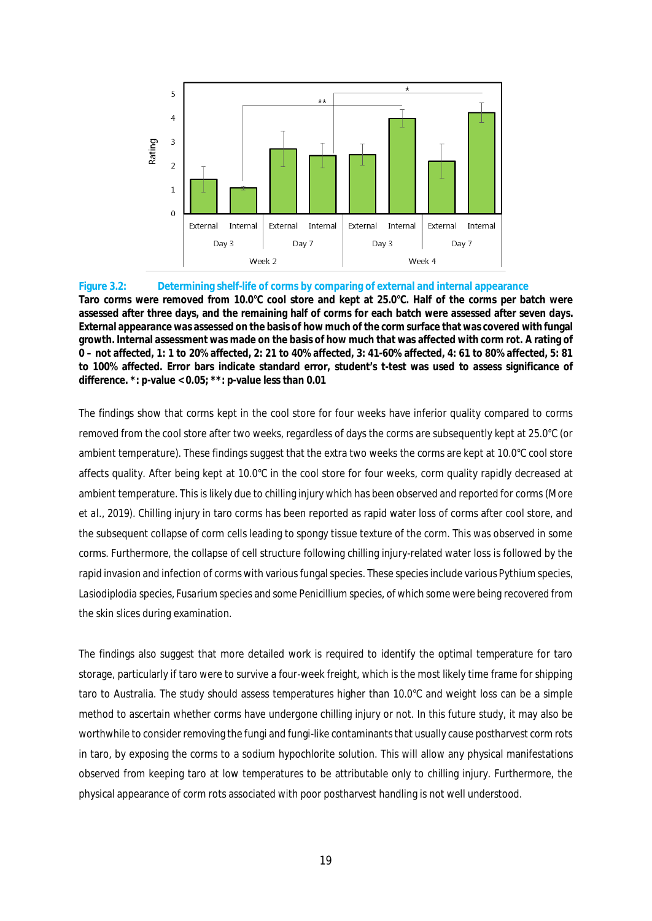**Figure 3.2: Determining shelf-life of corms by comparing of external and internal appearance**

**Taro corms were removed from 10.0°C cool store and kept at 25.0°C. Half of the corms per batch were assessed after three days, and the remaining half of corms for each batch were assessed after seven days. External appearance was assessed on the basis of how much of the corm surface that was covered with fungal growth. Internal assessment was made on the basis of how much that was affected with corm rot. A rating of 0 – not affected, 1: 1 to 20% affected, 2: 21 to 40% affected, 3: 41-60% affected, 4: 61 to 80% affected, 5: 81 to 100% affected. Error bars indicate standard error, student's t-test was used to assess significance of difference. *: p-value < 0.05; **: p-value less than 0.01**

The findings show that corms kept in the cool store for four weeks have inferior quality compared to corms removed from the cool store after two weeks, regardless of days the corms are subsequently kept at 25.0°C (or ambient temperature). These findings suggest that the extra two weeks the corms are kept at 10.0°C cool store affects quality. After being kept at 10.0°C in the cool store for four weeks, corm quality rapidly decreased at ambient temperature. This is likely due to chilling injury which has been observed and reported for corms (More et al., 2019). Chilling injury in taro corms has been reported as rapid water loss of corms after cool store, and the subsequent collapse of corm cells leading to spongy tissue texture of the corm. This was observed in some corms. Furthermore, the collapse of cell structure following chilling injury-related water loss is followed by the rapid invasion and infection of corms with various fungal species. These species include various Pythium species, Lasiodiplodia species, Fusarium species and some Penicillium species, of which some were being recovered from the skin slices during examination.

The findings also suggest that more detailed work is required to identify the optimal temperature for taro storage, particularly if taro were to survive a four-week freight, which is the most likely time frame for shipping taro to Australia. The study should assess temperatures higher than 10.0°C and weight loss can be a simple method to ascertain whether corms have undergone chilling injury or not. In this future study, it may also be worthwhile to consider removing the fungi and fungi-like contaminants that usually cause postharvest corm rots in taro, by exposing the corms to a sodium hypochlorite solution. This will allow any physical manifestations observed from keeping taro at low temperatures to be attributable only to chilling injury. Furthermore, the physical appearance of corm rots associated with poor postharvest handling is not well understood.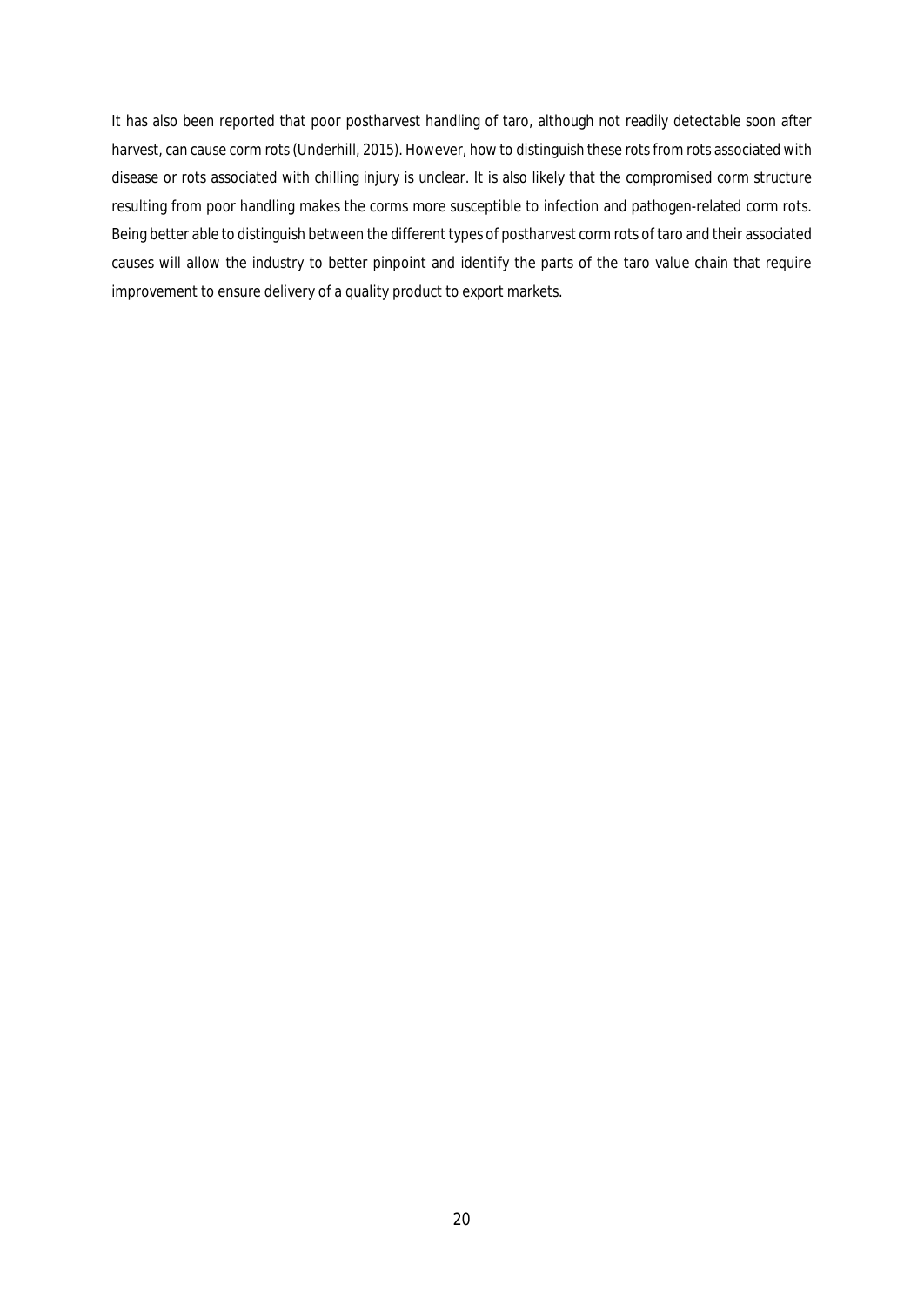It has also been reported that poor postharvest handling of taro, although not readily detectable soon after harvest, can cause corm rots (Underhill, 2015). However, how to distinguish these rots from rots associated with disease or rots associated with chilling injury is unclear. It is also likely that the compromised corm structure resulting from poor handling makes the corms more susceptible to infection and pathogen-related corm rots. Being better able to distinguish between the different types of postharvest corm rots of taro and their associated causes will allow the industry to better pinpoint and identify the parts of the taro value chain that require improvement to ensure delivery of a quality product to export markets.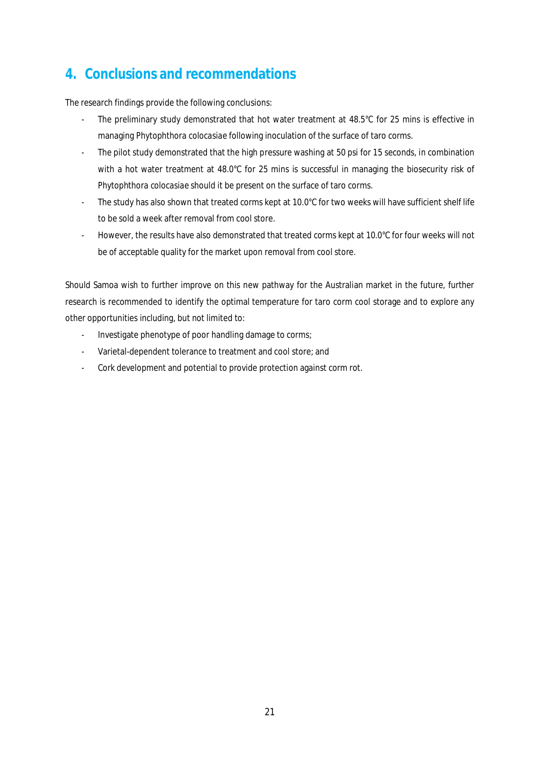# 4. Conclusions and recommendations

The research findings provide the following conclusions:

- The preliminary study demonstrated that hot water treatment at 48.5°C for 25 mins is effective in managing Phytophthora colocasiae following inoculation of the surface of taro corms.
- The pilot study demonstrated that the high pressure washing at 50 psi for 15 seconds, in combination with a hot water treatment at 48.0°C for 25 mins is successful in managing the biosecurity risk of Phytophthora colocasiae should it be present on the surface of taro corms.
- The study has also shown that treated corms kept at 10.0°C for two weeks will have sufficient shelf life to be sold a week after removal from cool store.
- However, the results have also demonstrated that treated corms kept at 10.0°C for four weeks will not be of acceptable quality for the market upon removal from cool store.

Should Samoa wish to further improve on this new pathway for the Australian market in the future, further research is recommended to identify the optimal temperature for taro corm cool storage and to explore any other opportunities including, but not limited to:

- Investigate phenotype of poor handling damage to corms;
- Varietal-dependent tolerance to treatment and cool store; and
- Cork development and potential to provide protection against corm rot.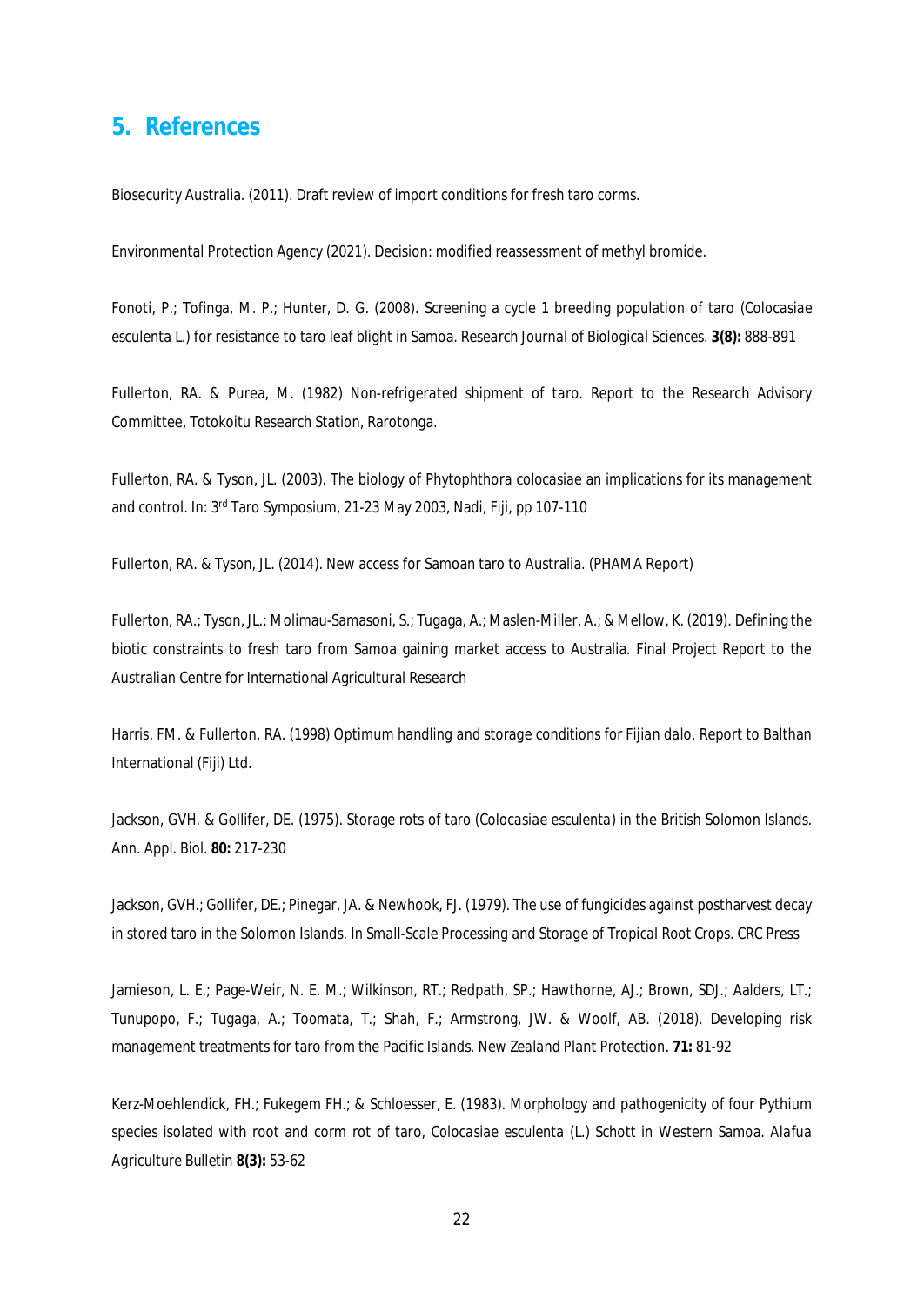## 5. References

Biosecurity Australia. (2011). Draft review of import conditions for fresh taro corms.

Environmental Protection Agency (2021). Decision: modified reassessment of methyl bromide.

Fonoti, P.; Tofinga, M. P.; Hunter, D. G. (2008). Screening a cycle 1 breeding population of taro (*Colocasiae esculenta* L.) for resistance to taro leaf blight in Samoa. *Research Journal of Biological Sciences.* **3(8):** 888-891

Fullerton, RA. & Purea, M. (1982) Non-refrigerated shipment of taro. Report to the Research Advisory Committee, Totokoitu Research Station, Rarotonga.

Fullerton, RA. & Tyson, JL. (2003). The biology of *Phytophthora colocasiae* an implications for its management and control. In: 3rd Taro Symposium, 21-23 May 2003, Nadi, Fiji, pp 107-110

Fullerton, RA. & Tyson, JL. (2014). New access for Samoan taro to Australia. (PHAMA Report)

Fullerton, RA.; Tyson, JL.; Molimau-Samasoni, S.; Tugaga, A.; Maslen-Miller, A.; & Mellow, K. (2019). Defining the biotic constraints to fresh taro from Samoa gaining market access to Australia. Final Project Report to the Australian Centre for International Agricultural Research

Harris, FM. & Fullerton, RA. (1998) *Optimum handling and storage conditions for Fijian dalo*. Report to Balthan International (Fiji) Ltd.

Jackson, GVH. & Gollifer, DE. (1975). Storage rots of taro (*Colocasiae esculenta*) in the British Solomon Islands. Ann. Appl. Biol. **80:** 217-230

Jackson, GVH.; Gollifer, DE.; Pinegar, JA. & Newhook, FJ. (1979). The use of fungicides against postharvest decay in stored taro in the Solomon Islands. In *Small-Scale Processing and Storage of Tropical Root Crops*. CRC Press

Jamieson, L. E.; Page-Weir, N. E. M.; Wilkinson, RT.; Redpath, SP.; Hawthorne, AJ.; Brown, SDJ.; Aalders, LT.; Tunupopo, F.; Tugaga, A.; Toomata, T.; Shah, F.; Armstrong, JW. & Woolf, AB. (2018). Developing risk management treatments for taro from the Pacific Islands. *New Zealand Plant Protection*. **71:** 81-92

Kerz-Moehlendick, FH.; Fukegem FH.; & Schloesser, E. (1983). Morphology and pathogenicity of four *Pythium* species isolated with root and corm rot of taro, *Colocasiae esculenta* (L.) Schott in Western Samoa. *Alafua Agriculture Bulletin* **8(3):** 53-62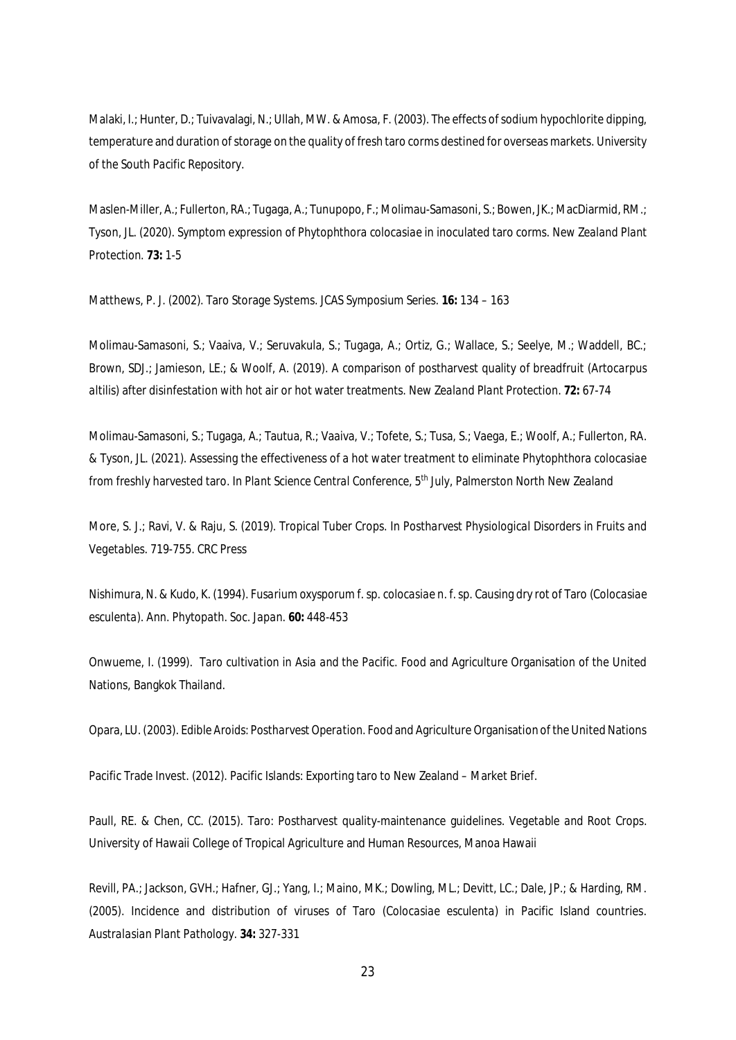Malaki, I.; Hunter, D.; Tuivavalagi, N.; Ullah, MW. & Amosa, F. (2003). The effects of sodium hypochlorite dipping, temperature and duration of storage on the quality of fresh taro corms destined for overseas markets. University of the South Pacific Repository.

Maslen-Miller, A.; Fullerton, RA.; Tugaga, A.; Tunupopo, F.; Molimau-Samasoni, S.; Bowen, JK.; MacDiarmid, RM.; Tyson, JL. (2020). Symptom expression of *Phytophthora colocasiae* in inoculated taro corms. *New Zealand Plant Protection.* **73:** 1-5

Matthews, P. J. (2002). Taro Storage Systems. *JCAS Symposium Series.* **16:** 134 – 163

Molimau-Samasoni, S.; Vaaiva, V.; Seruvakula, S.; Tugaga, A.; Ortiz, G.; Wallace, S.; Seelye, M.; Waddell, BC.; Brown, SDJ.; Jamieson, LE.; & Woolf, A. (2019). A comparison of postharvest quality of breadfruit (*Artocarpus altilis*) after disinfestation with hot air or hot water treatments. *New Zealand Plant Protection.* **72:** 67-74

Molimau-Samasoni, S.; Tugaga, A.; Tautua, R.; Vaaiva, V.; Tofete, S.; Tusa, S.; Vaega, E.; Woolf, A.; Fullerton, RA. & Tyson, JL. (2021). Assessing the effectiveness of a hot water treatment to eliminate *Phytophthora colocasiae* from freshly harvested taro. In *Plant Science Central Conference*, 5th July, Palmerston North New Zealand

More, S. J.; Ravi, V. & Raju, S. (2019). Tropical Tuber Crops. In *Postharvest Physiological Disorders in Fruits and Vegetables.* 719-755. CRC Press

Nishimura, N. & Kudo, K. (1994). *Fusarium oxysporum* f. sp. *colocasiae* n. f. sp. Causing dry rot of Taro (*Colocasiae esculenta*). *Ann. Phytopath. Soc. Japan.* **60:** 448-453

Onwueme, I. (1999). *Taro cultivation in Asia and the Pacific.* Food and Agriculture Organisation of the United Nations, Bangkok Thailand.

Opara, LU. (2003). *Edible Aroids: Postharvest Operation.* Food and Agriculture Organisation of the United Nations

Pacific Trade Invest. (2012). Pacific Islands: Exporting taro to New Zealand – Market Brief.

Paull, RE. & Chen, CC. (2015). Taro: Postharvest quality-maintenance guidelines. *Vegetable and Root Crops.* University of Hawaii College of Tropical Agriculture and Human Resources, Manoa Hawaii

Revill, PA.; Jackson, GVH.; Hafner, GJ.; Yang, I.; Maino, MK.; Dowling, ML.; Devitt, LC.; Dale, JP.; & Harding, RM. (2005). Incidence and distribution of viruses of Taro (*Colocasiae esculenta*) in Pacific Island countries. *Australasian Plant Pathology.* **34:** 327-331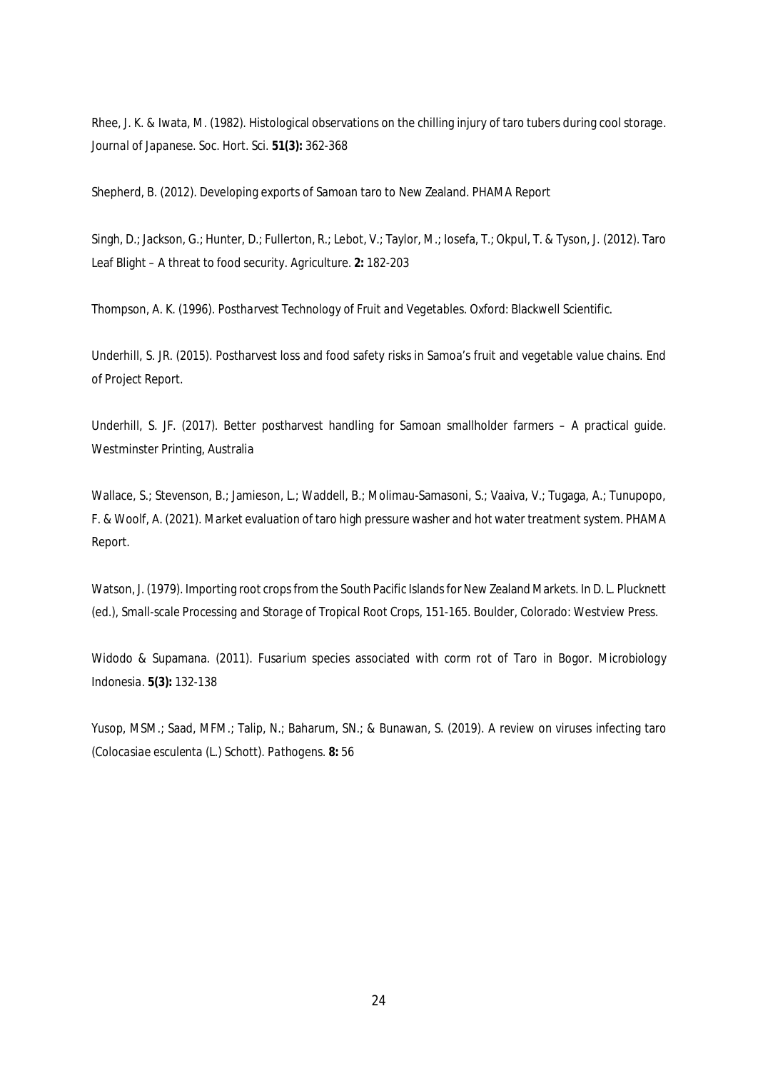Rhee, J. K. & Iwata, M. (1982). Histological observations on the chilling injury of taro tubers during cool storage. *Journal of Japanese. Soc. Hort. Sci.* **51(3):** 362-368

Shepherd, B. (2012). Developing exports of Samoan taro to New Zealand. PHAMA Report

Singh, D.; Jackson, G.; Hunter, D.; Fullerton, R.; Lebot, V.; Taylor, M.; Iosefa, T.; Okpul, T. & Tyson, J. (2012). Taro Leaf Blight – A threat to food security. Agriculture. **2:** 182-203

Thompson, A. K. (1996). *Postharvest Technology of Fruit and Vegetables*. Oxford: Blackwell Scientific.

Underhill, S. JR. (2015). Postharvest loss and food safety risks in Samoa's fruit and vegetable value chains. End of Project Report.

Underhill, S. JF. (2017). Better postharvest handling for Samoan smallholder farmers – A practical guide. Westminster Printing, Australia

Wallace, S.; Stevenson, B.; Jamieson, L.; Waddell, B.; Molimau-Samasoni, S.; Vaaiva, V.; Tugaga, A.; Tunupopo, F. & Woolf, A. (2021). Market evaluation of taro high pressure washer and hot water treatment system. PHAMA Report.

Watson, J. (1979). Importing root crops from the South Pacific Islands for New Zealand Markets. In D. L. Plucknett (ed.), *Small-scale Processing and Storage of Tropical Root Crops*, 151-165. Boulder, Colorado: Westview Press.

Widodo & Supamana. (2011). Fusarium species associated with corm rot of Taro in Bogor. *Microbiology Indonesia*. **5(3):** 132-138

Yusop, MSM.; Saad, MFM.; Talip, N.; Baharum, SN.; & Bunawan, S. (2019). A review on viruses infecting taro (*Colocasiae esculenta* (L.) Schott). *Pathogens*. **8:** 56